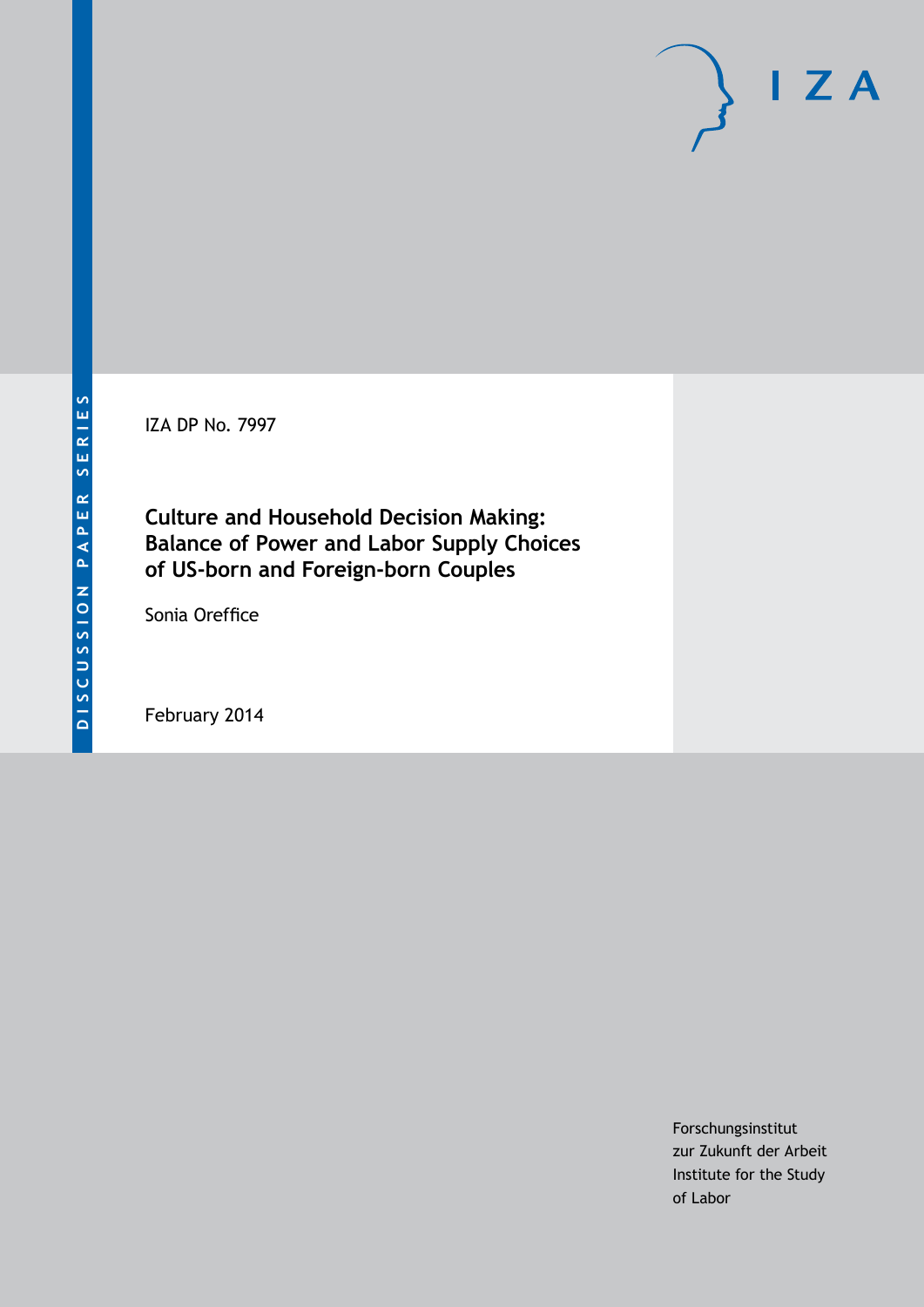DISCUSSION PAPER SERIES

IZA DP No. 7997

# Culture and Household Decision Making: Balance of Power and Labor Supply Choices of US-born and Foreign-born Couples

Sonia Oreffice

February 2014

Forschungsinstitut
zur Zukunft der Arbeit
Institute for the Study
of Labor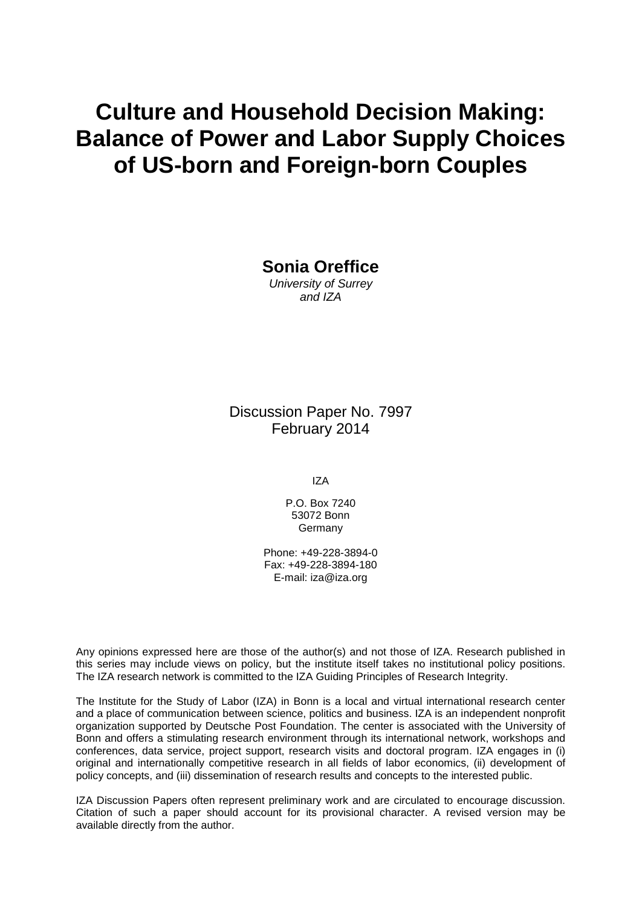# Culture and Household Decision Making: Balance of Power and Labor Supply Choices of US-born and Foreign-born Couples

**Sonia Oreffice**
*University of Surrey*
*and IZA*

Discussion Paper No. 7997
February 2014

IZA

P.O. Box 7240
53072 Bonn
Germany

Phone: +49-228-3894-0
Fax: +49-228-3894-180
E-mail: iza@iza.org

Any opinions expressed here are those of the author(s) and not those of IZA. Research published in this series may include views on policy, but the institute itself takes no institutional policy positions. The IZA research network is committed to the IZA Guiding Principles of Research Integrity.

The Institute for the Study of Labor (IZA) in Bonn is a local and virtual international research center and a place of communication between science, politics and business. IZA is an independent nonprofit organization supported by Deutsche Post Foundation. The center is associated with the University of Bonn and offers a stimulating research environment through its international network, workshops and conferences, data service, project support, research visits and doctoral program. IZA engages in (i) original and internationally competitive research in all fields of labor economics, (ii) development of policy concepts, and (iii) dissemination of research results and concepts to the interested public.

IZA Discussion Papers often represent preliminary work and are circulated to encourage discussion. Citation of such a paper should account for its provisional character. A revised version may be available directly from the author.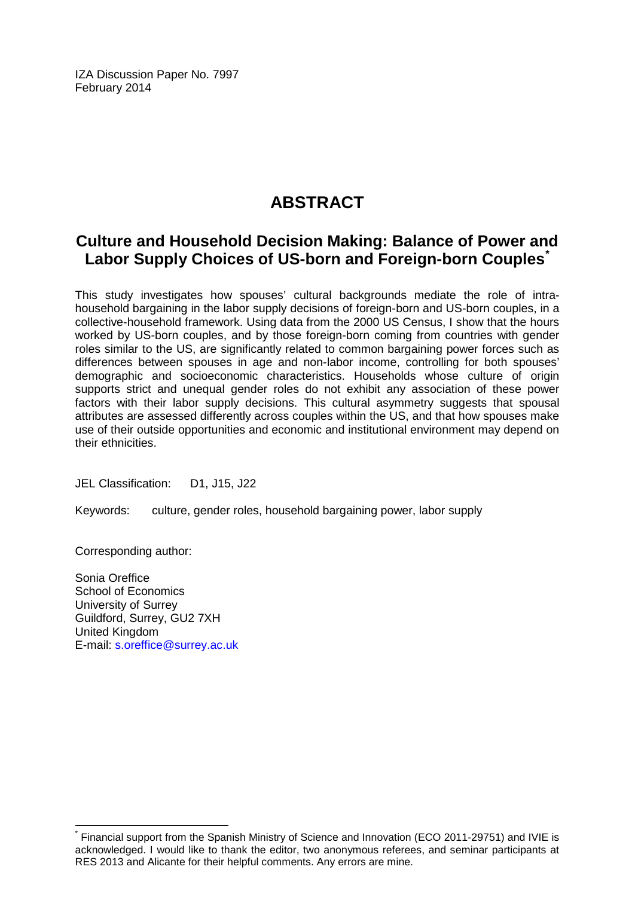IZA Discussion Paper No. 7997
February 2014

# ABSTRACT

## Culture and Household Decision Making: Balance of Power and Labor Supply Choices of US-born and Foreign-born Couples[*]

This study investigates how spouses' cultural backgrounds mediate the role of intra-household bargaining in the labor supply decisions of foreign-born and US-born couples, in a collective-household framework. Using data from the 2000 US Census, I show that the hours worked by US-born couples, and by those foreign-born coming from countries with gender roles similar to the US, are significantly related to common bargaining power forces such as differences between spouses in age and non-labor income, controlling for both spouses' demographic and socioeconomic characteristics. Households whose culture of origin supports strict and unequal gender roles do not exhibit any association of these power factors with their labor supply decisions. This cultural asymmetry suggests that spousal attributes are assessed differently across couples within the US, and that how spouses make use of their outside opportunities and economic and institutional environment may depend on their ethnicities.

JEL Classification: D1, J15, J22

Keywords: culture, gender roles, household bargaining power, labor supply

Corresponding author:

Sonia Oreffice
School of Economics
University of Surrey
Guildford, Surrey, GU2 7XH
United Kingdom
E-mail: s.oreffice@surrey.ac.uk

[*] Financial support from the Spanish Ministry of Science and Innovation (ECO 2011-29751) and IVIE is acknowledged. I would like to thank the editor, two anonymous referees, and seminar participants at RES 2013 and Alicante for their helpful comments. Any errors are mine.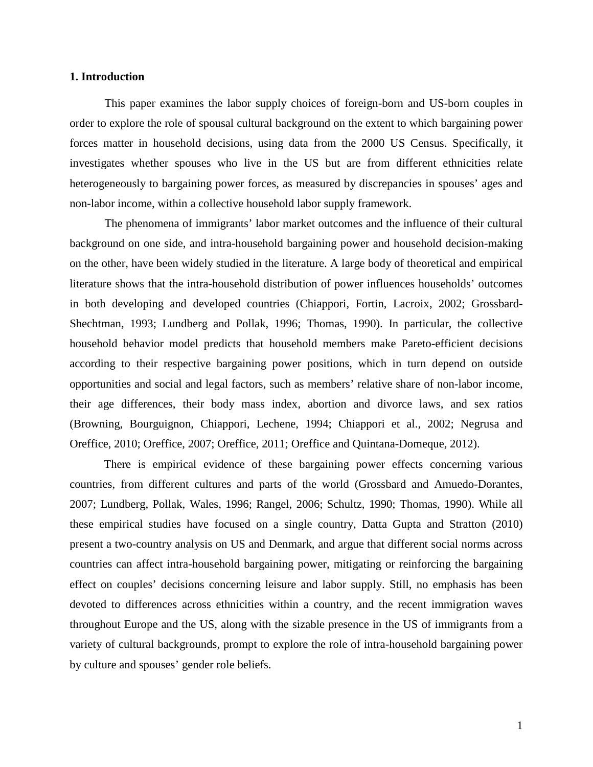## 1. Introduction

This paper examines the labor supply choices of foreign-born and US-born couples in order to explore the role of spousal cultural background on the extent to which bargaining power forces matter in household decisions, using data from the 2000 US Census. Specifically, it investigates whether spouses who live in the US but are from different ethnicities relate heterogeneously to bargaining power forces, as measured by discrepancies in spouses' ages and non-labor income, within a collective household labor supply framework.

The phenomena of immigrants' labor market outcomes and the influence of their cultural background on one side, and intra-household bargaining power and household decision-making on the other, have been widely studied in the literature. A large body of theoretical and empirical literature shows that the intra-household distribution of power influences households' outcomes in both developing and developed countries (Chiappori, Fortin, Lacroix, 2002; Grossbard-Shechtman, 1993; Lundberg and Pollak, 1996; Thomas, 1990). In particular, the collective household behavior model predicts that household members make Pareto-efficient decisions according to their respective bargaining power positions, which in turn depend on outside opportunities and social and legal factors, such as members' relative share of non-labor income, their age differences, their body mass index, abortion and divorce laws, and sex ratios (Browning, Bourguignon, Chiappori, Lechene, 1994; Chiappori et al., 2002; Negrusa and Oreffice, 2010; Oreffice, 2007; Oreffice, 2011; Oreffice and Quintana-Domeque, 2012).

There is empirical evidence of these bargaining power effects concerning various countries, from different cultures and parts of the world (Grossbard and Amuedo-Dorantes, 2007; Lundberg, Pollak, Wales, 1996; Rangel, 2006; Schultz, 1990; Thomas, 1990). While all these empirical studies have focused on a single country, Datta Gupta and Stratton (2010) present a two-country analysis on US and Denmark, and argue that different social norms across countries can affect intra-household bargaining power, mitigating or reinforcing the bargaining effect on couples' decisions concerning leisure and labor supply. Still, no emphasis has been devoted to differences across ethnicities within a country, and the recent immigration waves throughout Europe and the US, along with the sizable presence in the US of immigrants from a variety of cultural backgrounds, prompt to explore the role of intra-household bargaining power by culture and spouses' gender role beliefs.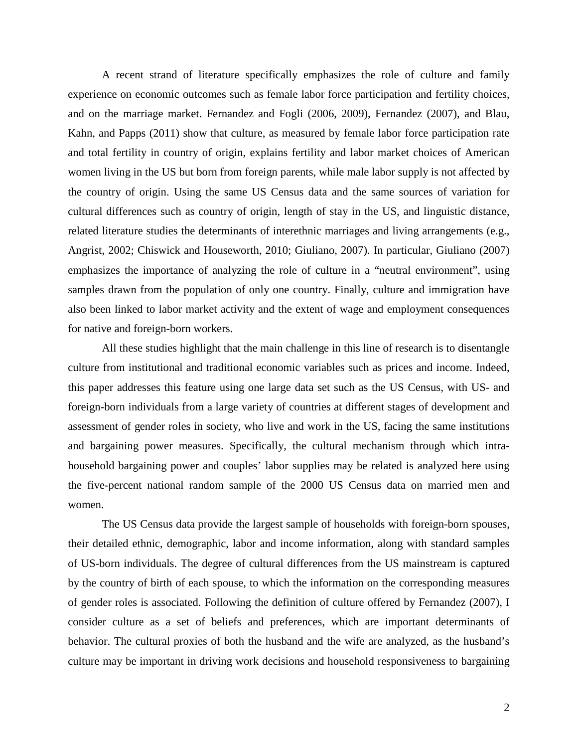A recent strand of literature specifically emphasizes the role of culture and family experience on economic outcomes such as female labor force participation and fertility choices, and on the marriage market. Fernandez and Fogli (2006, 2009), Fernandez (2007), and Blau, Kahn, and Papps (2011) show that culture, as measured by female labor force participation rate and total fertility in country of origin, explains fertility and labor market choices of American women living in the US but born from foreign parents, while male labor supply is not affected by the country of origin. Using the same US Census data and the same sources of variation for cultural differences such as country of origin, length of stay in the US, and linguistic distance, related literature studies the determinants of interethnic marriages and living arrangements (e.g., Angrist, 2002; Chiswick and Houseworth, 2010; Giuliano, 2007). In particular, Giuliano (2007) emphasizes the importance of analyzing the role of culture in a "neutral environment", using samples drawn from the population of only one country. Finally, culture and immigration have also been linked to labor market activity and the extent of wage and employment consequences for native and foreign-born workers.

All these studies highlight that the main challenge in this line of research is to disentangle culture from institutional and traditional economic variables such as prices and income. Indeed, this paper addresses this feature using one large data set such as the US Census, with US- and foreign-born individuals from a large variety of countries at different stages of development and assessment of gender roles in society, who live and work in the US, facing the same institutions and bargaining power measures. Specifically, the cultural mechanism through which intra-household bargaining power and couples' labor supplies may be related is analyzed here using the five-percent national random sample of the 2000 US Census data on married men and women.

The US Census data provide the largest sample of households with foreign-born spouses, their detailed ethnic, demographic, labor and income information, along with standard samples of US-born individuals. The degree of cultural differences from the US mainstream is captured by the country of birth of each spouse, to which the information on the corresponding measures of gender roles is associated. Following the definition of culture offered by Fernandez (2007), I consider culture as a set of beliefs and preferences, which are important determinants of behavior. The cultural proxies of both the husband and the wife are analyzed, as the husband's culture may be important in driving work decisions and household responsiveness to bargaining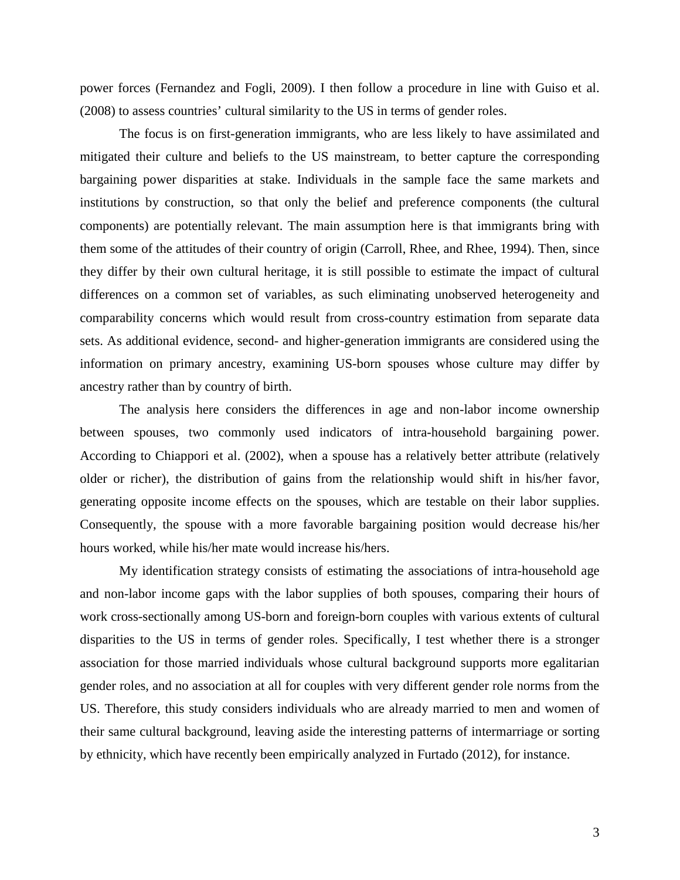power forces (Fernandez and Fogli, 2009). I then follow a procedure in line with Guiso et al. (2008) to assess countries' cultural similarity to the US in terms of gender roles.

The focus is on first-generation immigrants, who are less likely to have assimilated and mitigated their culture and beliefs to the US mainstream, to better capture the corresponding bargaining power disparities at stake. Individuals in the sample face the same markets and institutions by construction, so that only the belief and preference components (the cultural components) are potentially relevant. The main assumption here is that immigrants bring with them some of the attitudes of their country of origin (Carroll, Rhee, and Rhee, 1994). Then, since they differ by their own cultural heritage, it is still possible to estimate the impact of cultural differences on a common set of variables, as such eliminating unobserved heterogeneity and comparability concerns which would result from cross-country estimation from separate data sets. As additional evidence, second- and higher-generation immigrants are considered using the information on primary ancestry, examining US-born spouses whose culture may differ by ancestry rather than by country of birth.

The analysis here considers the differences in age and non-labor income ownership between spouses, two commonly used indicators of intra-household bargaining power. According to Chiappori et al. (2002), when a spouse has a relatively better attribute (relatively older or richer), the distribution of gains from the relationship would shift in his/her favor, generating opposite income effects on the spouses, which are testable on their labor supplies. Consequently, the spouse with a more favorable bargaining position would decrease his/her hours worked, while his/her mate would increase his/hers.

My identification strategy consists of estimating the associations of intra-household age and non-labor income gaps with the labor supplies of both spouses, comparing their hours of work cross-sectionally among US-born and foreign-born couples with various extents of cultural disparities to the US in terms of gender roles. Specifically, I test whether there is a stronger association for those married individuals whose cultural background supports more egalitarian gender roles, and no association at all for couples with very different gender role norms from the US. Therefore, this study considers individuals who are already married to men and women of their same cultural background, leaving aside the interesting patterns of intermarriage or sorting by ethnicity, which have recently been empirically analyzed in Furtado (2012), for instance.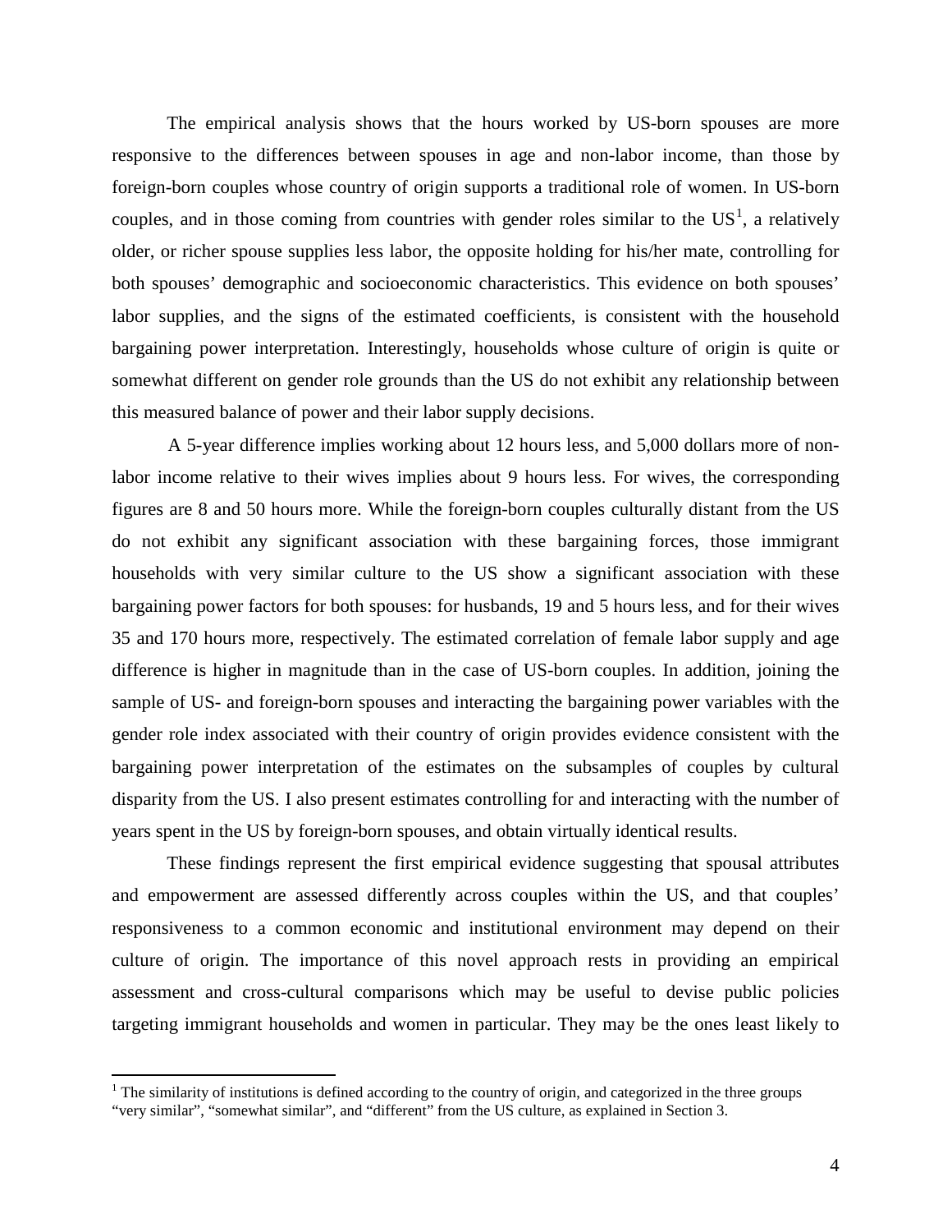The empirical analysis shows that the hours worked by US-born spouses are more responsive to the differences between spouses in age and non-labor income, than those by foreign-born couples whose country of origin supports a traditional role of women. In US-born couples, and in those coming from countries with gender roles similar to the US[1], a relatively older, or richer spouse supplies less labor, the opposite holding for his/her mate, controlling for both spouses' demographic and socioeconomic characteristics. This evidence on both spouses' labor supplies, and the signs of the estimated coefficients, is consistent with the household bargaining power interpretation. Interestingly, households whose culture of origin is quite or somewhat different on gender role grounds than the US do not exhibit any relationship between this measured balance of power and their labor supply decisions.

A 5-year difference implies working about 12 hours less, and 5,000 dollars more of non-labor income relative to their wives implies about 9 hours less. For wives, the corresponding figures are 8 and 50 hours more. While the foreign-born couples culturally distant from the US do not exhibit any significant association with these bargaining forces, those immigrant households with very similar culture to the US show a significant association with these bargaining power factors for both spouses: for husbands, 19 and 5 hours less, and for their wives 35 and 170 hours more, respectively. The estimated correlation of female labor supply and age difference is higher in magnitude than in the case of US-born couples. In addition, joining the sample of US- and foreign-born spouses and interacting the bargaining power variables with the gender role index associated with their country of origin provides evidence consistent with the bargaining power interpretation of the estimates on the subsamples of couples by cultural disparity from the US. I also present estimates controlling for and interacting with the number of years spent in the US by foreign-born spouses, and obtain virtually identical results.

These findings represent the first empirical evidence suggesting that spousal attributes and empowerment are assessed differently across couples within the US, and that couples' responsiveness to a common economic and institutional environment may depend on their culture of origin. The importance of this novel approach rests in providing an empirical assessment and cross-cultural comparisons which may be useful to devise public policies targeting immigrant households and women in particular. They may be the ones least likely to

[1] The similarity of institutions is defined according to the country of origin, and categorized in the three groups "very similar", "somewhat similar", and "different" from the US culture, as explained in Section 3.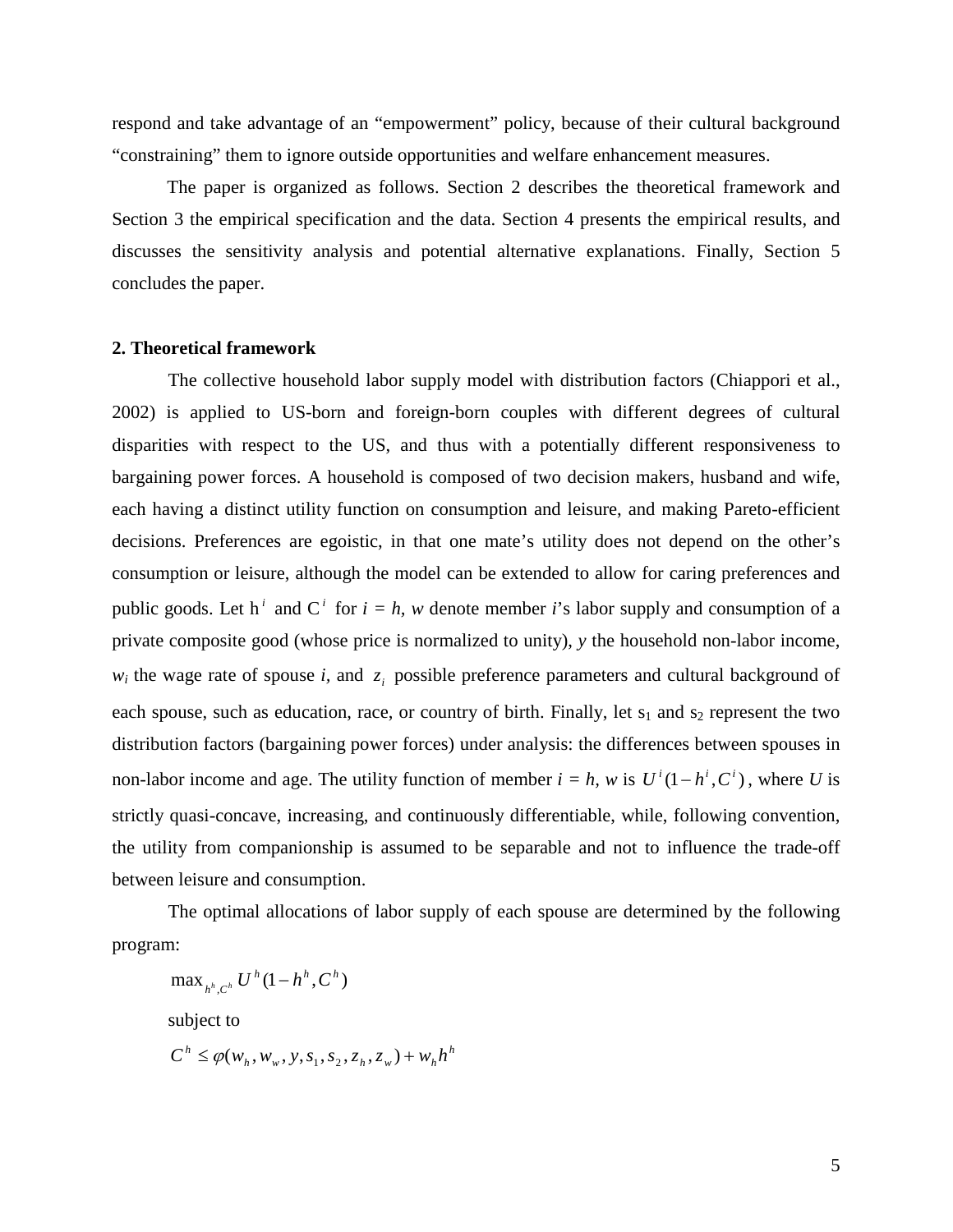respond and take advantage of an "empowerment" policy, because of their cultural background "constraining" them to ignore outside opportunities and welfare enhancement measures.

The paper is organized as follows. Section 2 describes the theoretical framework and Section 3 the empirical specification and the data. Section 4 presents the empirical results, and discusses the sensitivity analysis and potential alternative explanations. Finally, Section 5 concludes the paper.

## 2. Theoretical framework

The collective household labor supply model with distribution factors (Chiappori et al., 2002) is applied to US-born and foreign-born couples with different degrees of cultural disparities with respect to the US, and thus with a potentially different responsiveness to bargaining power forces. A household is composed of two decision makers, husband and wife, each having a distinct utility function on consumption and leisure, and making Pareto-efficient decisions. Preferences are egoistic, in that one mate's utility does not depend on the other's consumption or leisure, although the model can be extended to allow for caring preferences and public goods. Let $h^i$ and $C^i$ for $i = h, w$ denote member $i$'s labor supply and consumption of a private composite good (whose price is normalized to unity), $y$ the household non-labor income, $w_i$ the wage rate of spouse $i$, and $z_i$ possible preference parameters and cultural background of each spouse, such as education, race, or country of birth. Finally, let $s_1$ and $s_2$ represent the two distribution factors (bargaining power forces) under analysis: the differences between spouses in non-labor income and age. The utility function of member $i = h, w$ is $U^i(1-h^i, C^i)$, where $U$ is strictly quasi-concave, increasing, and continuously differentiable, while, following convention, the utility from companionship is assumed to be separable and not to influence the trade-off between leisure and consumption.

The optimal allocations of labor supply of each spouse are determined by the following program:

$$\max_{h^h, C^h} U^h(1-h^h, C^h)$$

subject to

$$C^h \leq \varphi(w_h, w_w, y, s_1, s_2, z_h, z_w) + w_h h^h$$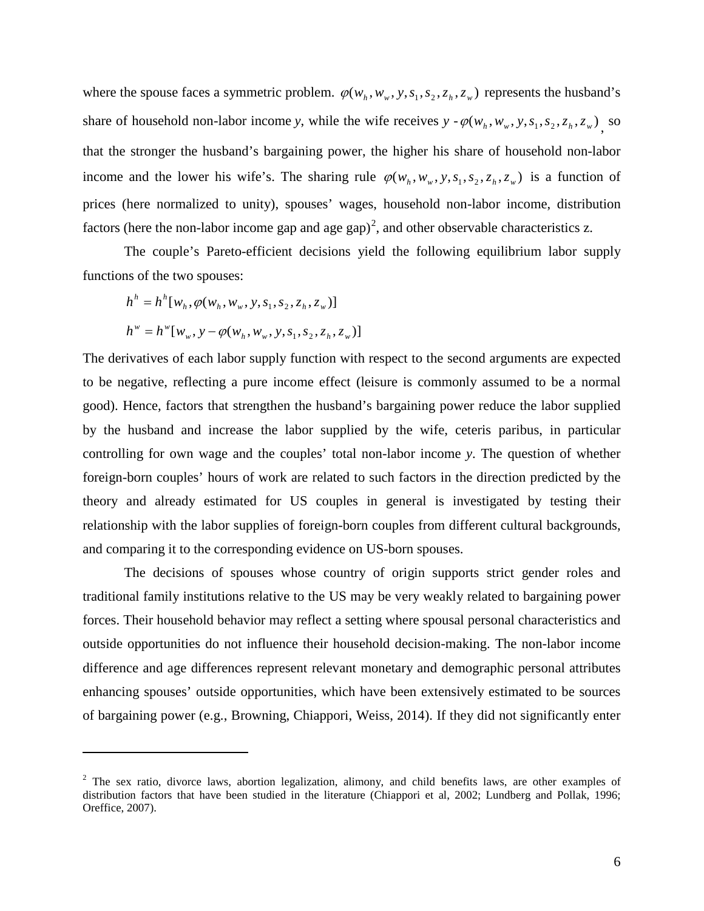where the spouse faces a symmetric problem. $\varphi(w_h, w_w, y, s_1, s_2, z_h, z_w)$ represents the husband's share of household non-labor income *y*, while the wife receives $y - \varphi(w_h, w_w, y, s_1, s_2, z_h, z_w)$, so that the stronger the husband's bargaining power, the higher his share of household non-labor income and the lower his wife's. The sharing rule $\varphi(w_h, w_w, y, s_1, s_2, z_h, z_w)$ is a function of prices (here normalized to unity), spouses' wages, household non-labor income, distribution factors (here the non-labor income gap and age gap)[2], and other observable characteristics z.

The couple's Pareto-efficient decisions yield the following equilibrium labor supply functions of the two spouses:

$$h^h = h^h[w_h, \varphi(w_h, w_w, y, s_1, s_2, z_h, z_w)]$$

$$h^w = h^w[w_w, y - \varphi(w_h, w_w, y, s_1, s_2, z_h, z_w)]$$

The derivatives of each labor supply function with respect to the second arguments are expected to be negative, reflecting a pure income effect (leisure is commonly assumed to be a normal good). Hence, factors that strengthen the husband's bargaining power reduce the labor supplied by the husband and increase the labor supplied by the wife, ceteris paribus, in particular controlling for own wage and the couples' total non-labor income *y*. The question of whether foreign-born couples' hours of work are related to such factors in the direction predicted by the theory and already estimated for US couples in general is investigated by testing their relationship with the labor supplies of foreign-born couples from different cultural backgrounds, and comparing it to the corresponding evidence on US-born spouses.

The decisions of spouses whose country of origin supports strict gender roles and traditional family institutions relative to the US may be very weakly related to bargaining power forces. Their household behavior may reflect a setting where spousal personal characteristics and outside opportunities do not influence their household decision-making. The non-labor income difference and age differences represent relevant monetary and demographic personal attributes enhancing spouses' outside opportunities, which have been extensively estimated to be sources of bargaining power (e.g., Browning, Chiappori, Weiss, 2014). If they did not significantly enter

[2] The sex ratio, divorce laws, abortion legalization, alimony, and child benefits laws, are other examples of distribution factors that have been studied in the literature (Chiappori et al, 2002; Lundberg and Pollak, 1996; Oreffice, 2007).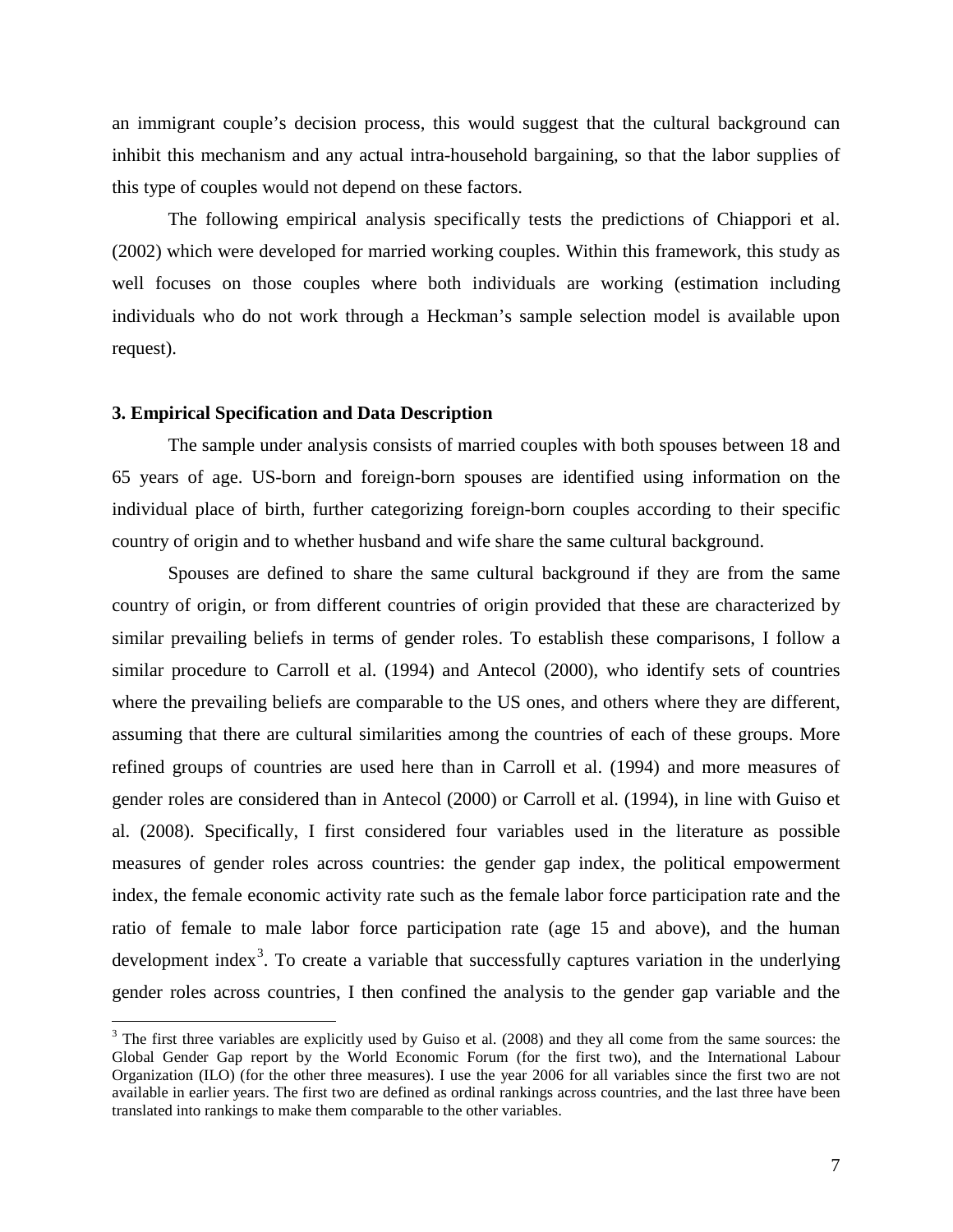an immigrant couple's decision process, this would suggest that the cultural background can inhibit this mechanism and any actual intra-household bargaining, so that the labor supplies of this type of couples would not depend on these factors.

The following empirical analysis specifically tests the predictions of Chiappori et al. (2002) which were developed for married working couples. Within this framework, this study as well focuses on those couples where both individuals are working (estimation including individuals who do not work through a Heckman's sample selection model is available upon request).

### 3. Empirical Specification and Data Description

The sample under analysis consists of married couples with both spouses between 18 and 65 years of age. US-born and foreign-born spouses are identified using information on the individual place of birth, further categorizing foreign-born couples according to their specific country of origin and to whether husband and wife share the same cultural background.

Spouses are defined to share the same cultural background if they are from the same country of origin, or from different countries of origin provided that these are characterized by similar prevailing beliefs in terms of gender roles. To establish these comparisons, I follow a similar procedure to Carroll et al. (1994) and Antecol (2000), who identify sets of countries where the prevailing beliefs are comparable to the US ones, and others where they are different, assuming that there are cultural similarities among the countries of each of these groups. More refined groups of countries are used here than in Carroll et al. (1994) and more measures of gender roles are considered than in Antecol (2000) or Carroll et al. (1994), in line with Guiso et al. (2008). Specifically, I first considered four variables used in the literature as possible measures of gender roles across countries: the gender gap index, the political empowerment index, the female economic activity rate such as the female labor force participation rate and the ratio of female to male labor force participation rate (age 15 and above), and the human development index[3]. To create a variable that successfully captures variation in the underlying gender roles across countries, I then confined the analysis to the gender gap variable and the

[3] The first three variables are explicitly used by Guiso et al. (2008) and they all come from the same sources: the Global Gender Gap report by the World Economic Forum (for the first two), and the International Labour Organization (ILO) (for the other three measures). I use the year 2006 for all variables since the first two are not available in earlier years. The first two are defined as ordinal rankings across countries, and the last three have been translated into rankings to make them comparable to the other variables.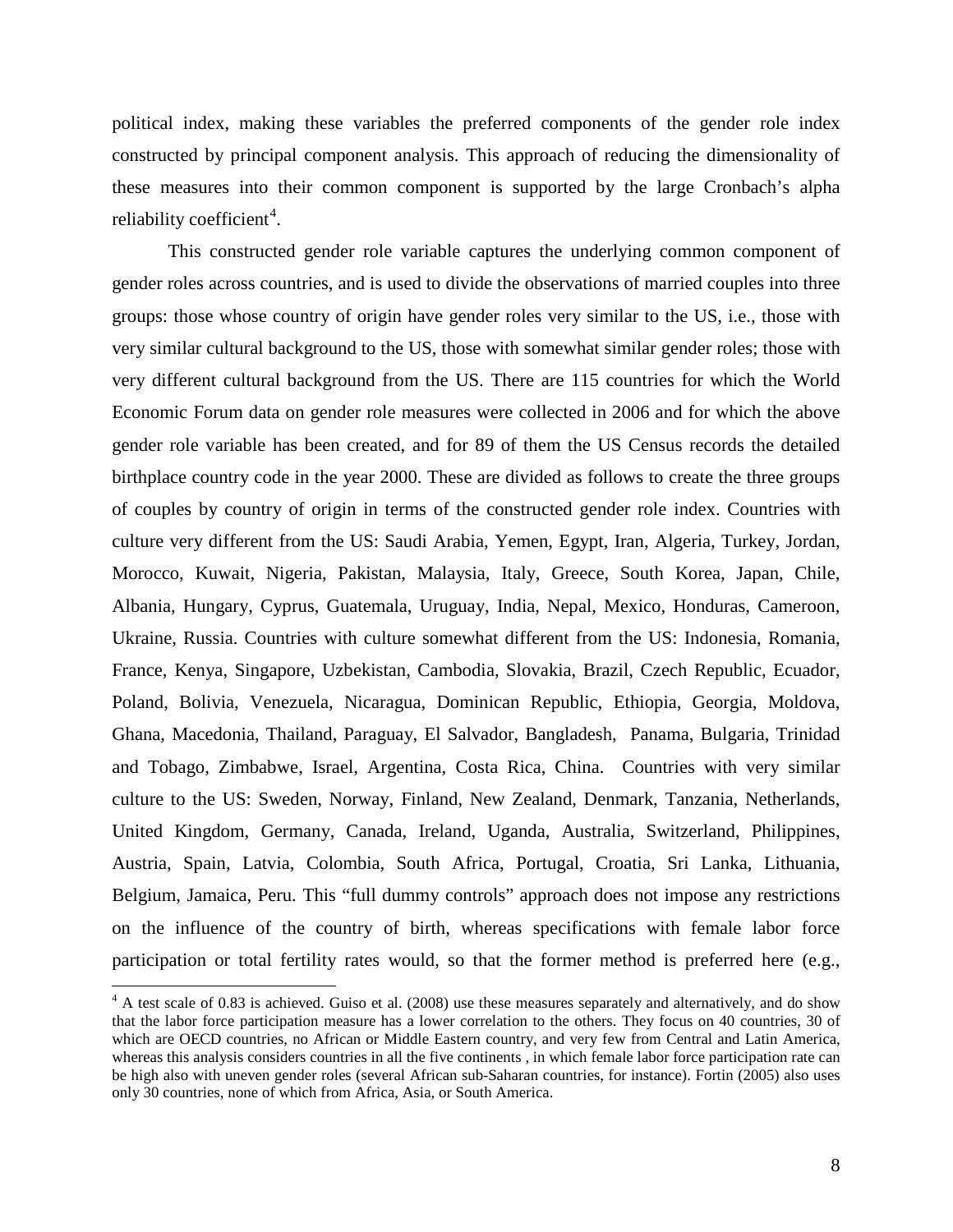political index, making these variables the preferred components of the gender role index constructed by principal component analysis. This approach of reducing the dimensionality of these measures into their common component is supported by the large Cronbach's alpha reliability coefficient[4].

This constructed gender role variable captures the underlying common component of gender roles across countries, and is used to divide the observations of married couples into three groups: those whose country of origin have gender roles very similar to the US, i.e., those with very similar cultural background to the US, those with somewhat similar gender roles; those with very different cultural background from the US. There are 115 countries for which the World Economic Forum data on gender role measures were collected in 2006 and for which the above gender role variable has been created, and for 89 of them the US Census records the detailed birthplace country code in the year 2000. These are divided as follows to create the three groups of couples by country of origin in terms of the constructed gender role index. Countries with culture very different from the US: Saudi Arabia, Yemen, Egypt, Iran, Algeria, Turkey, Jordan, Morocco, Kuwait, Nigeria, Pakistan, Malaysia, Italy, Greece, South Korea, Japan, Chile, Albania, Hungary, Cyprus, Guatemala, Uruguay, India, Nepal, Mexico, Honduras, Cameroon, Ukraine, Russia. Countries with culture somewhat different from the US: Indonesia, Romania, France, Kenya, Singapore, Uzbekistan, Cambodia, Slovakia, Brazil, Czech Republic, Ecuador, Poland, Bolivia, Venezuela, Nicaragua, Dominican Republic, Ethiopia, Georgia, Moldova, Ghana, Macedonia, Thailand, Paraguay, El Salvador, Bangladesh, Panama, Bulgaria, Trinidad and Tobago, Zimbabwe, Israel, Argentina, Costa Rica, China. Countries with very similar culture to the US: Sweden, Norway, Finland, New Zealand, Denmark, Tanzania, Netherlands, United Kingdom, Germany, Canada, Ireland, Uganda, Australia, Switzerland, Philippines, Austria, Spain, Latvia, Colombia, South Africa, Portugal, Croatia, Sri Lanka, Lithuania, Belgium, Jamaica, Peru. This "full dummy controls" approach does not impose any restrictions on the influence of the country of birth, whereas specifications with female labor force participation or total fertility rates would, so that the former method is preferred here (e.g.,

[4] A test scale of 0.83 is achieved. Guiso et al. (2008) use these measures separately and alternatively, and do show that the labor force participation measure has a lower correlation to the others. They focus on 40 countries, 30 of which are OECD countries, no African or Middle Eastern country, and very few from Central and Latin America, whereas this analysis considers countries in all the five continents , in which female labor force participation rate can be high also with uneven gender roles (several African sub-Saharan countries, for instance). Fortin (2005) also uses only 30 countries, none of which from Africa, Asia, or South America.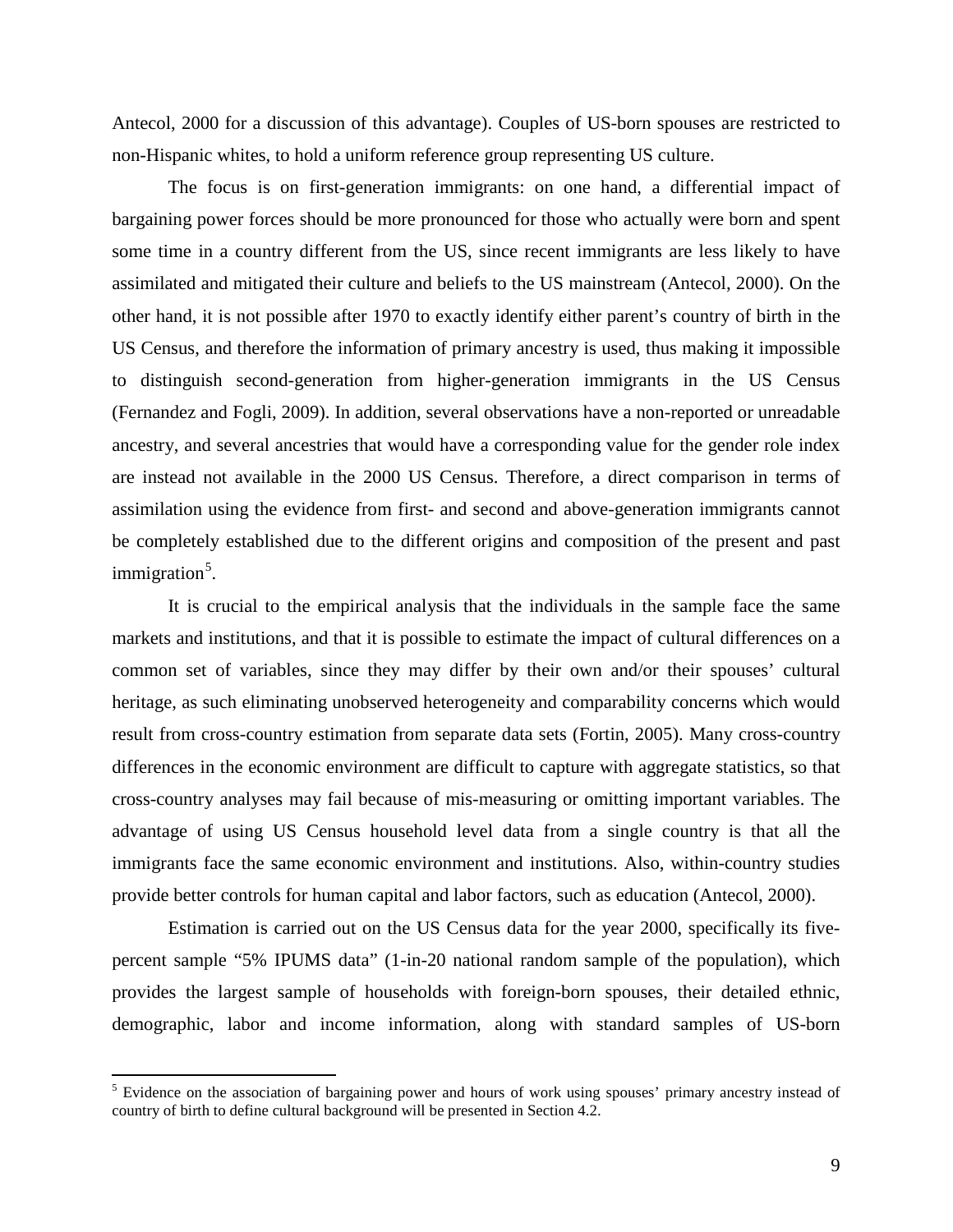Antecol, 2000 for a discussion of this advantage). Couples of US-born spouses are restricted to non-Hispanic whites, to hold a uniform reference group representing US culture.

The focus is on first-generation immigrants: on one hand, a differential impact of bargaining power forces should be more pronounced for those who actually were born and spent some time in a country different from the US, since recent immigrants are less likely to have assimilated and mitigated their culture and beliefs to the US mainstream (Antecol, 2000). On the other hand, it is not possible after 1970 to exactly identify either parent's country of birth in the US Census, and therefore the information of primary ancestry is used, thus making it impossible to distinguish second-generation from higher-generation immigrants in the US Census (Fernandez and Fogli, 2009). In addition, several observations have a non-reported or unreadable ancestry, and several ancestries that would have a corresponding value for the gender role index are instead not available in the 2000 US Census. Therefore, a direct comparison in terms of assimilation using the evidence from first- and second and above-generation immigrants cannot be completely established due to the different origins and composition of the present and past immigration[5].

It is crucial to the empirical analysis that the individuals in the sample face the same markets and institutions, and that it is possible to estimate the impact of cultural differences on a common set of variables, since they may differ by their own and/or their spouses' cultural heritage, as such eliminating unobserved heterogeneity and comparability concerns which would result from cross-country estimation from separate data sets (Fortin, 2005). Many cross-country differences in the economic environment are difficult to capture with aggregate statistics, so that cross-country analyses may fail because of mis-measuring or omitting important variables. The advantage of using US Census household level data from a single country is that all the immigrants face the same economic environment and institutions. Also, within-country studies provide better controls for human capital and labor factors, such as education (Antecol, 2000).

Estimation is carried out on the US Census data for the year 2000, specifically its five-percent sample "5% IPUMS data" (1-in-20 national random sample of the population), which provides the largest sample of households with foreign-born spouses, their detailed ethnic, demographic, labor and income information, along with standard samples of US-born

[5] Evidence on the association of bargaining power and hours of work using spouses' primary ancestry instead of country of birth to define cultural background will be presented in Section 4.2.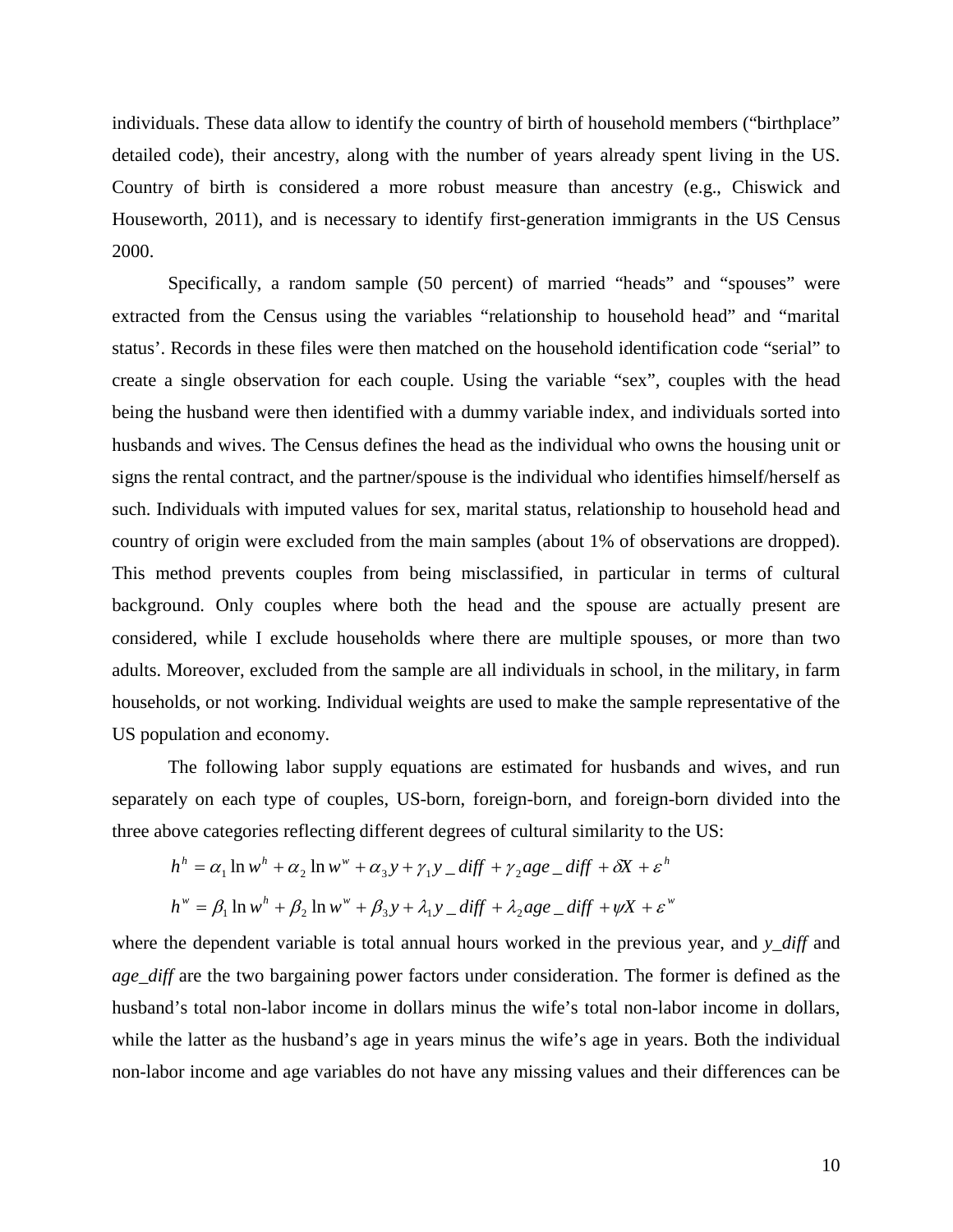individuals. These data allow to identify the country of birth of household members ("birthplace" detailed code), their ancestry, along with the number of years already spent living in the US. Country of birth is considered a more robust measure than ancestry (e.g., Chiswick and Houseworth, 2011), and is necessary to identify first-generation immigrants in the US Census 2000.

Specifically, a random sample (50 percent) of married "heads" and "spouses" were extracted from the Census using the variables "relationship to household head" and "marital status'. Records in these files were then matched on the household identification code "serial" to create a single observation for each couple. Using the variable "sex", couples with the head being the husband were then identified with a dummy variable index, and individuals sorted into husbands and wives. The Census defines the head as the individual who owns the housing unit or signs the rental contract, and the partner/spouse is the individual who identifies himself/herself as such. Individuals with imputed values for sex, marital status, relationship to household head and country of origin were excluded from the main samples (about 1% of observations are dropped). This method prevents couples from being misclassified, in particular in terms of cultural background. Only couples where both the head and the spouse are actually present are considered, while I exclude households where there are multiple spouses, or more than two adults. Moreover, excluded from the sample are all individuals in school, in the military, in farm households, or not working. Individual weights are used to make the sample representative of the US population and economy.

The following labor supply equations are estimated for husbands and wives, and run separately on each type of couples, US-born, foreign-born, and foreign-born divided into the three above categories reflecting different degrees of cultural similarity to the US:

$$h^h = \alpha_1 \ln w^h + \alpha_2 \ln w^w + \alpha_3 y + \gamma_1 y\_diff + \gamma_2 age\_diff + \delta X + \varepsilon^h$$

$$h^w = \beta_1 \ln w^h + \beta_2 \ln w^w + \beta_3 y + \lambda_1 y\_diff + \lambda_2 age\_diff + \psi X + \varepsilon^w$$

where the dependent variable is total annual hours worked in the previous year, and *y_diff* and *age_diff* are the two bargaining power factors under consideration. The former is defined as the husband's total non-labor income in dollars minus the wife's total non-labor income in dollars, while the latter as the husband's age in years minus the wife's age in years. Both the individual non-labor income and age variables do not have any missing values and their differences can be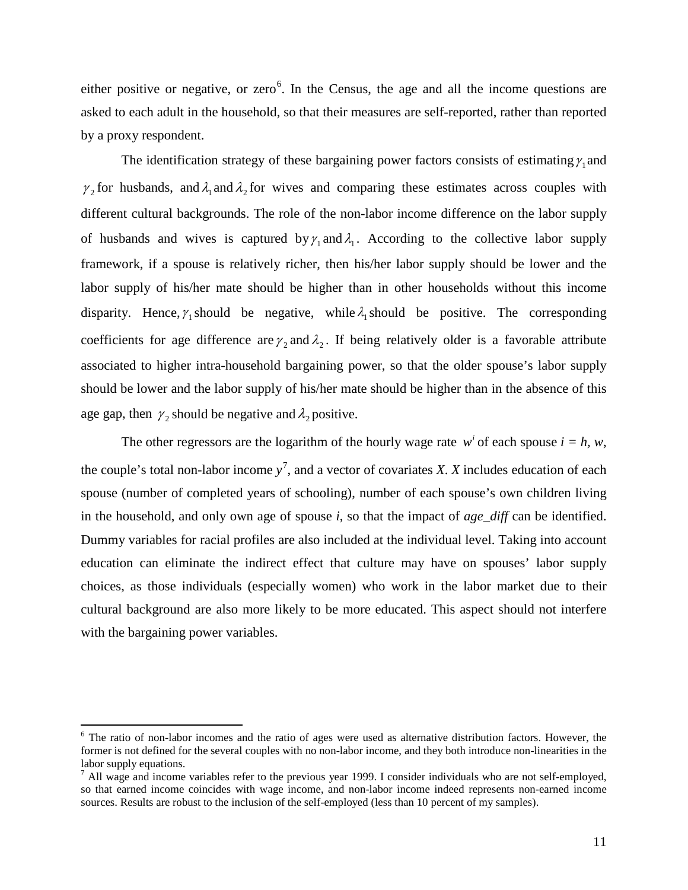either positive or negative, or zero[6]. In the Census, the age and all the income questions are asked to each adult in the household, so that their measures are self-reported, rather than reported by a proxy respondent.

The identification strategy of these bargaining power factors consists of estimating $\gamma_1$ and $\gamma_2$ for husbands, and $\lambda_1$ and $\lambda_2$ for wives and comparing these estimates across couples with different cultural backgrounds. The role of the non-labor income difference on the labor supply of husbands and wives is captured by $\gamma_1$ and $\lambda_1$. According to the collective labor supply framework, if a spouse is relatively richer, then his/her labor supply should be lower and the labor supply of his/her mate should be higher than in other households without this income disparity. Hence, $\gamma_1$ should be negative, while $\lambda_1$ should be positive. The corresponding coefficients for age difference are $\gamma_2$ and $\lambda_2$. If being relatively older is a favorable attribute associated to higher intra-household bargaining power, so that the older spouse's labor supply should be lower and the labor supply of his/her mate should be higher than in the absence of this age gap, then $\gamma_2$ should be negative and $\lambda_2$ positive.

The other regressors are the logarithm of the hourly wage rate $w^i$ of each spouse $i = h, w$, the couple's total non-labor income $y$[7], and a vector of covariates $X$. $X$ includes education of each spouse (number of completed years of schooling), number of each spouse's own children living in the household, and only own age of spouse $i$, so that the impact of *age_diff* can be identified. Dummy variables for racial profiles are also included at the individual level. Taking into account education can eliminate the indirect effect that culture may have on spouses' labor supply choices, as those individuals (especially women) who work in the labor market due to their cultural background are also more likely to be more educated. This aspect should not interfere with the bargaining power variables.

---

[6] The ratio of non-labor incomes and the ratio of ages were used as alternative distribution factors. However, the former is not defined for the several couples with no non-labor income, and they both introduce non-linearities in the labor supply equations.

[7] All wage and income variables refer to the previous year 1999. I consider individuals who are not self-employed, so that earned income coincides with wage income, and non-labor income indeed represents non-earned income sources. Results are robust to the inclusion of the self-employed (less than 10 percent of my samples).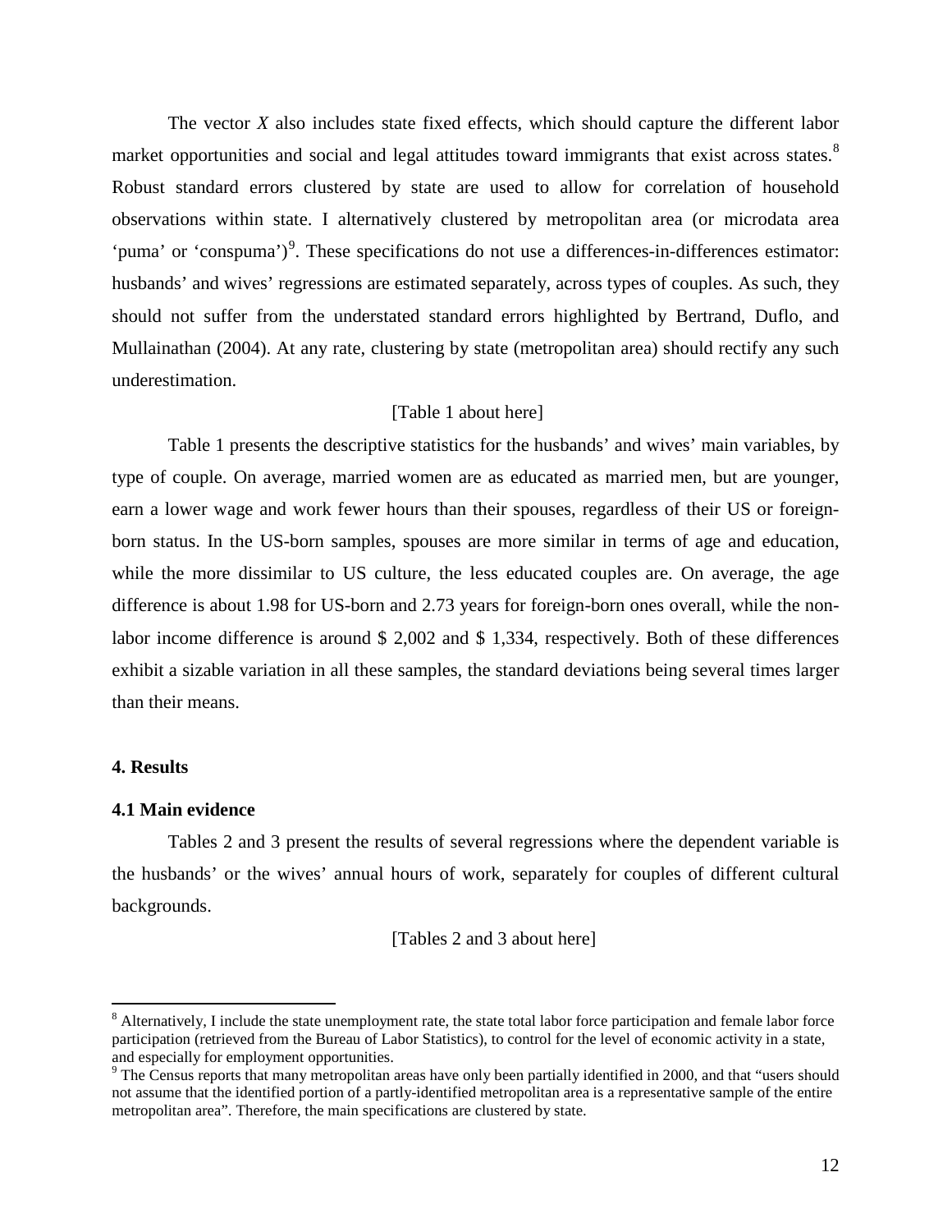The vector *X* also includes state fixed effects, which should capture the different labor market opportunities and social and legal attitudes toward immigrants that exist across states.[8] Robust standard errors clustered by state are used to allow for correlation of household observations within state. I alternatively clustered by metropolitan area (or microdata area 'puma' or 'conspuma')[9]. These specifications do not use a differences-in-differences estimator: husbands' and wives' regressions are estimated separately, across types of couples. As such, they should not suffer from the understated standard errors highlighted by Bertrand, Duflo, and Mullainathan (2004). At any rate, clustering by state (metropolitan area) should rectify any such underestimation.

[Table 1 about here]

Table 1 presents the descriptive statistics for the husbands' and wives' main variables, by type of couple. On average, married women are as educated as married men, but are younger, earn a lower wage and work fewer hours than their spouses, regardless of their US or foreign-born status. In the US-born samples, spouses are more similar in terms of age and education, while the more dissimilar to US culture, the less educated couples are. On average, the age difference is about 1.98 for US-born and 2.73 years for foreign-born ones overall, while the non-labor income difference is around $ 2,002 and $ 1,334, respectively. Both of these differences exhibit a sizable variation in all these samples, the standard deviations being several times larger than their means.

## 4. Results

### 4.1 Main evidence

Tables 2 and 3 present the results of several regressions where the dependent variable is the husbands' or the wives' annual hours of work, separately for couples of different cultural backgrounds.

[Tables 2 and 3 about here]

---

[8] Alternatively, I include the state unemployment rate, the state total labor force participation and female labor force participation (retrieved from the Bureau of Labor Statistics), to control for the level of economic activity in a state, and especially for employment opportunities.

[9] The Census reports that many metropolitan areas have only been partially identified in 2000, and that "users should not assume that the identified portion of a partly-identified metropolitan area is a representative sample of the entire metropolitan area". Therefore, the main specifications are clustered by state.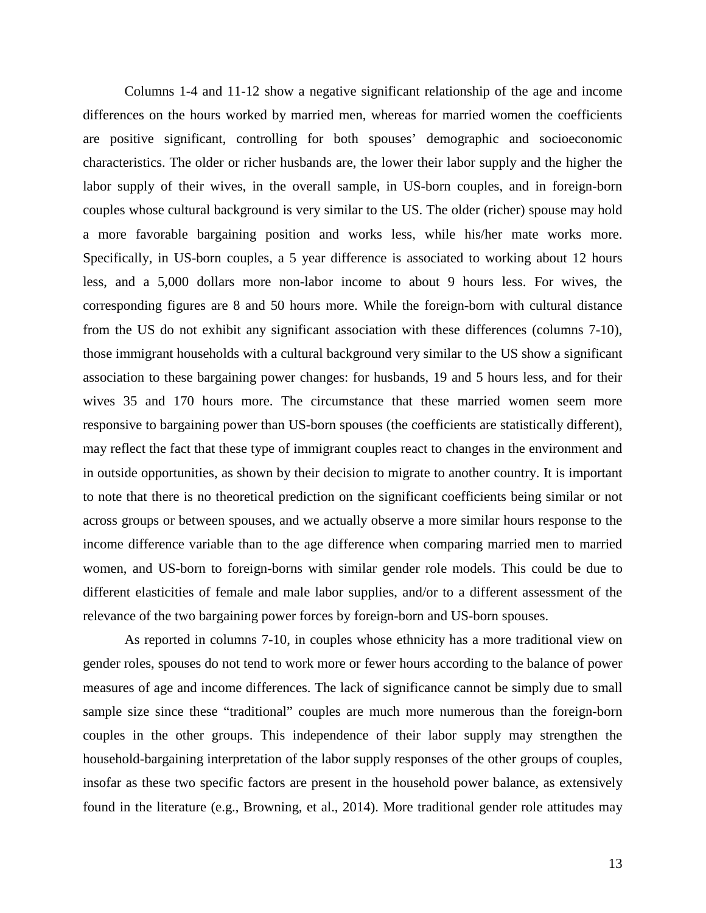Columns 1-4 and 11-12 show a negative significant relationship of the age and income differences on the hours worked by married men, whereas for married women the coefficients are positive significant, controlling for both spouses' demographic and socioeconomic characteristics. The older or richer husbands are, the lower their labor supply and the higher the labor supply of their wives, in the overall sample, in US-born couples, and in foreign-born couples whose cultural background is very similar to the US. The older (richer) spouse may hold a more favorable bargaining position and works less, while his/her mate works more. Specifically, in US-born couples, a 5 year difference is associated to working about 12 hours less, and a 5,000 dollars more non-labor income to about 9 hours less. For wives, the corresponding figures are 8 and 50 hours more. While the foreign-born with cultural distance from the US do not exhibit any significant association with these differences (columns 7-10), those immigrant households with a cultural background very similar to the US show a significant association to these bargaining power changes: for husbands, 19 and 5 hours less, and for their wives 35 and 170 hours more. The circumstance that these married women seem more responsive to bargaining power than US-born spouses (the coefficients are statistically different), may reflect the fact that these type of immigrant couples react to changes in the environment and in outside opportunities, as shown by their decision to migrate to another country. It is important to note that there is no theoretical prediction on the significant coefficients being similar or not across groups or between spouses, and we actually observe a more similar hours response to the income difference variable than to the age difference when comparing married men to married women, and US-born to foreign-borns with similar gender role models. This could be due to different elasticities of female and male labor supplies, and/or to a different assessment of the relevance of the two bargaining power forces by foreign-born and US-born spouses.

As reported in columns 7-10, in couples whose ethnicity has a more traditional view on gender roles, spouses do not tend to work more or fewer hours according to the balance of power measures of age and income differences. The lack of significance cannot be simply due to small sample size since these "traditional" couples are much more numerous than the foreign-born couples in the other groups. This independence of their labor supply may strengthen the household-bargaining interpretation of the labor supply responses of the other groups of couples, insofar as these two specific factors are present in the household power balance, as extensively found in the literature (e.g., Browning, et al., 2014). More traditional gender role attitudes may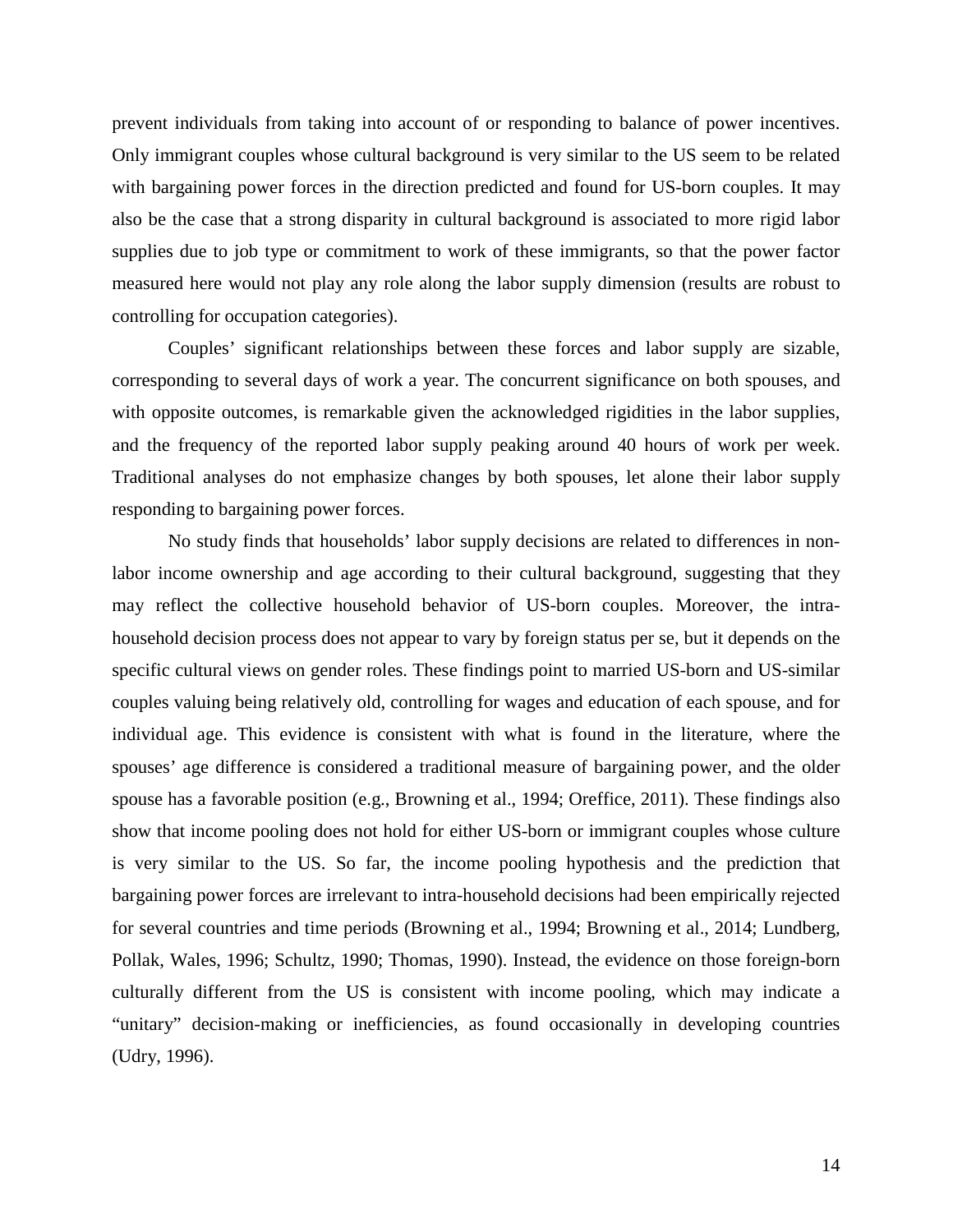prevent individuals from taking into account of or responding to balance of power incentives. Only immigrant couples whose cultural background is very similar to the US seem to be related with bargaining power forces in the direction predicted and found for US-born couples. It may also be the case that a strong disparity in cultural background is associated to more rigid labor supplies due to job type or commitment to work of these immigrants, so that the power factor measured here would not play any role along the labor supply dimension (results are robust to controlling for occupation categories).

Couples' significant relationships between these forces and labor supply are sizable, corresponding to several days of work a year. The concurrent significance on both spouses, and with opposite outcomes, is remarkable given the acknowledged rigidities in the labor supplies, and the frequency of the reported labor supply peaking around 40 hours of work per week. Traditional analyses do not emphasize changes by both spouses, let alone their labor supply responding to bargaining power forces.

No study finds that households' labor supply decisions are related to differences in non-labor income ownership and age according to their cultural background, suggesting that they may reflect the collective household behavior of US-born couples. Moreover, the intra-household decision process does not appear to vary by foreign status per se, but it depends on the specific cultural views on gender roles. These findings point to married US-born and US-similar couples valuing being relatively old, controlling for wages and education of each spouse, and for individual age. This evidence is consistent with what is found in the literature, where the spouses' age difference is considered a traditional measure of bargaining power, and the older spouse has a favorable position (e.g., Browning et al., 1994; Oreffice, 2011). These findings also show that income pooling does not hold for either US-born or immigrant couples whose culture is very similar to the US. So far, the income pooling hypothesis and the prediction that bargaining power forces are irrelevant to intra-household decisions had been empirically rejected for several countries and time periods (Browning et al., 1994; Browning et al., 2014; Lundberg, Pollak, Wales, 1996; Schultz, 1990; Thomas, 1990). Instead, the evidence on those foreign-born culturally different from the US is consistent with income pooling, which may indicate a "unitary" decision-making or inefficiencies, as found occasionally in developing countries (Udry, 1996).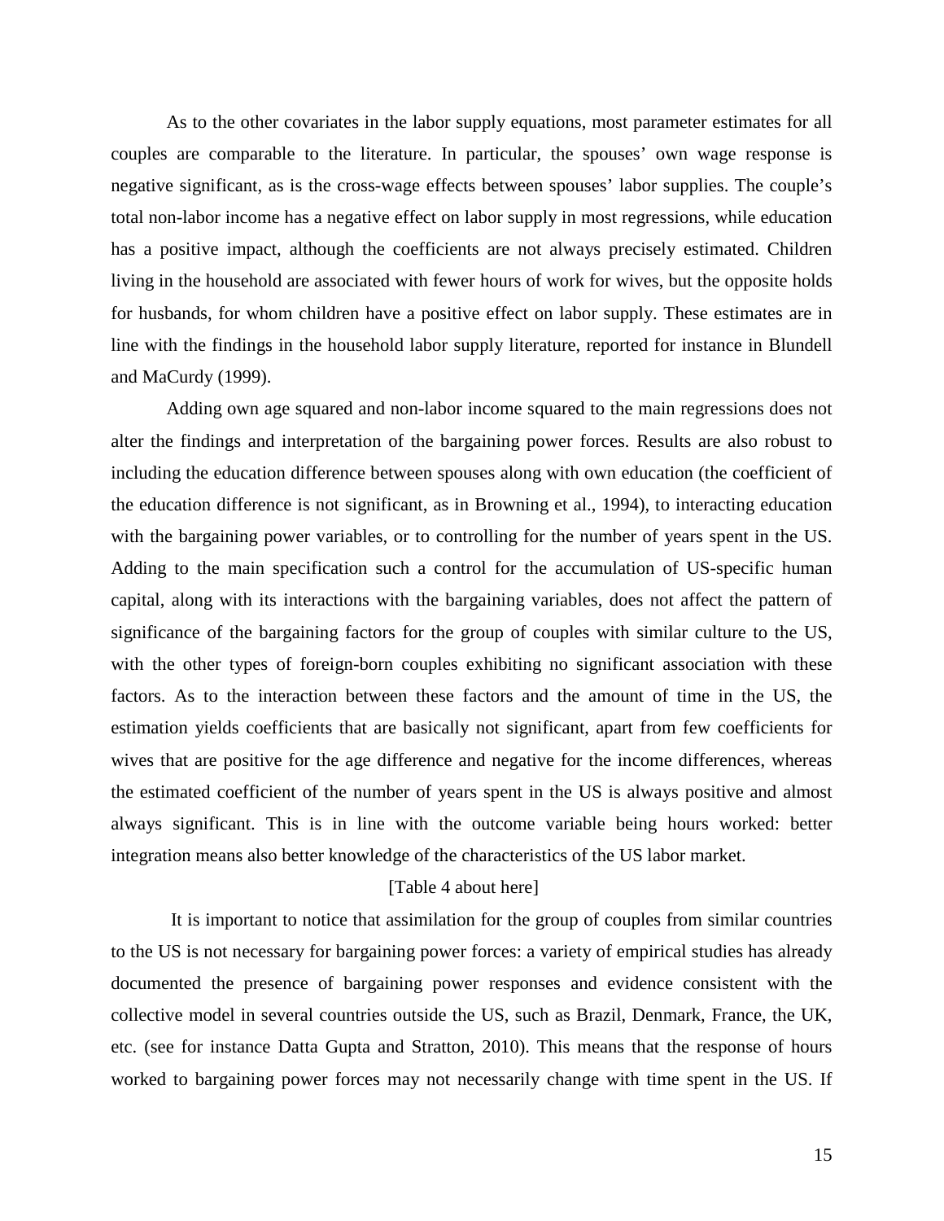As to the other covariates in the labor supply equations, most parameter estimates for all couples are comparable to the literature. In particular, the spouses' own wage response is negative significant, as is the cross-wage effects between spouses' labor supplies. The couple's total non-labor income has a negative effect on labor supply in most regressions, while education has a positive impact, although the coefficients are not always precisely estimated. Children living in the household are associated with fewer hours of work for wives, but the opposite holds for husbands, for whom children have a positive effect on labor supply. These estimates are in line with the findings in the household labor supply literature, reported for instance in Blundell and MaCurdy (1999).

Adding own age squared and non-labor income squared to the main regressions does not alter the findings and interpretation of the bargaining power forces. Results are also robust to including the education difference between spouses along with own education (the coefficient of the education difference is not significant, as in Browning et al., 1994), to interacting education with the bargaining power variables, or to controlling for the number of years spent in the US. Adding to the main specification such a control for the accumulation of US-specific human capital, along with its interactions with the bargaining variables, does not affect the pattern of significance of the bargaining factors for the group of couples with similar culture to the US, with the other types of foreign-born couples exhibiting no significant association with these factors. As to the interaction between these factors and the amount of time in the US, the estimation yields coefficients that are basically not significant, apart from few coefficients for wives that are positive for the age difference and negative for the income differences, whereas the estimated coefficient of the number of years spent in the US is always positive and almost always significant. This is in line with the outcome variable being hours worked: better integration means also better knowledge of the characteristics of the US labor market.

[Table 4 about here]

It is important to notice that assimilation for the group of couples from similar countries to the US is not necessary for bargaining power forces: a variety of empirical studies has already documented the presence of bargaining power responses and evidence consistent with the collective model in several countries outside the US, such as Brazil, Denmark, France, the UK, etc. (see for instance Datta Gupta and Stratton, 2010). This means that the response of hours worked to bargaining power forces may not necessarily change with time spent in the US. If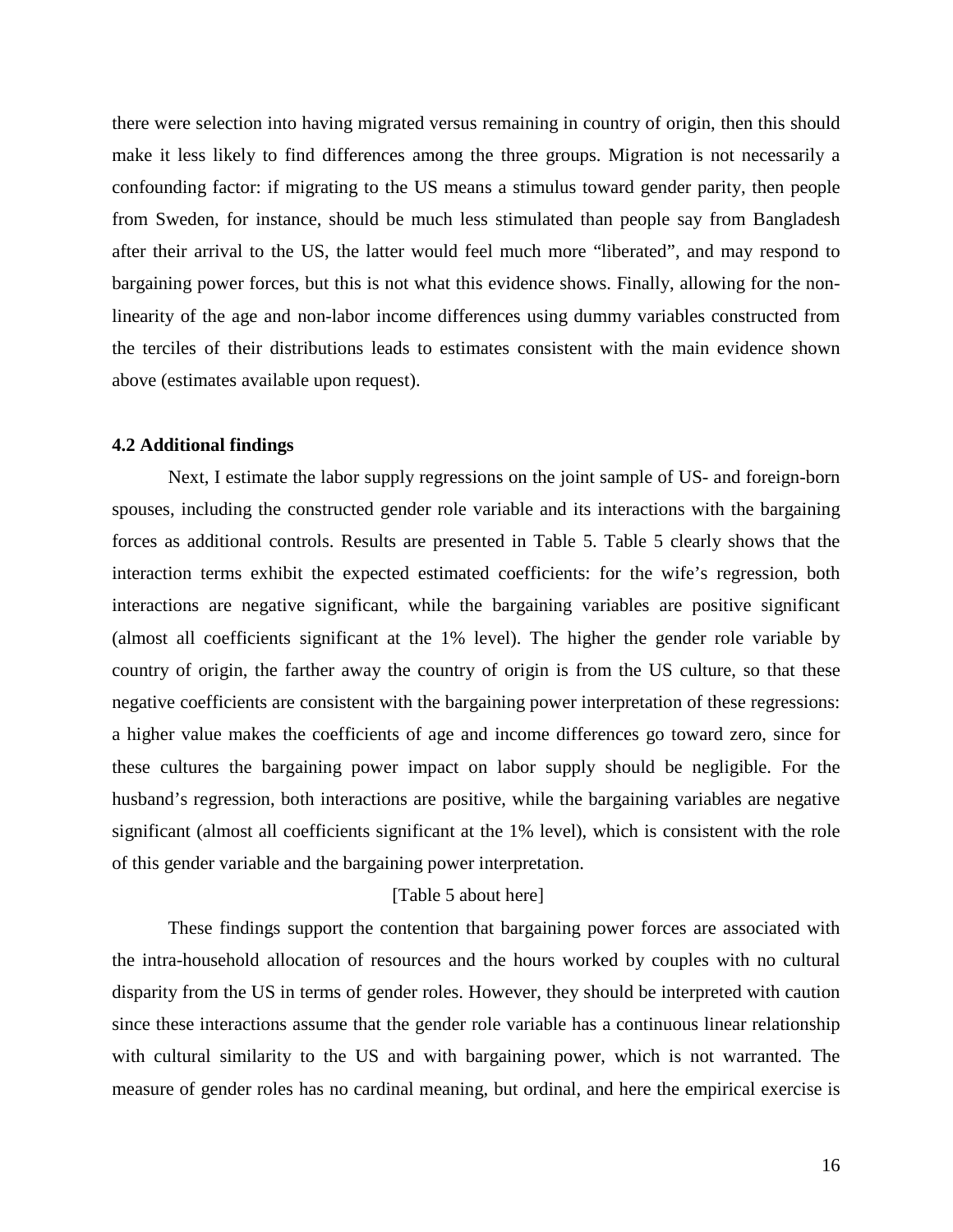there were selection into having migrated versus remaining in country of origin, then this should make it less likely to find differences among the three groups. Migration is not necessarily a confounding factor: if migrating to the US means a stimulus toward gender parity, then people from Sweden, for instance, should be much less stimulated than people say from Bangladesh after their arrival to the US, the latter would feel much more "liberated", and may respond to bargaining power forces, but this is not what this evidence shows. Finally, allowing for the non-linearity of the age and non-labor income differences using dummy variables constructed from the terciles of their distributions leads to estimates consistent with the main evidence shown above (estimates available upon request).

### 4.2 Additional findings

Next, I estimate the labor supply regressions on the joint sample of US- and foreign-born spouses, including the constructed gender role variable and its interactions with the bargaining forces as additional controls. Results are presented in Table 5. Table 5 clearly shows that the interaction terms exhibit the expected estimated coefficients: for the wife's regression, both interactions are negative significant, while the bargaining variables are positive significant (almost all coefficients significant at the 1% level). The higher the gender role variable by country of origin, the farther away the country of origin is from the US culture, so that these negative coefficients are consistent with the bargaining power interpretation of these regressions: a higher value makes the coefficients of age and income differences go toward zero, since for these cultures the bargaining power impact on labor supply should be negligible. For the husband's regression, both interactions are positive, while the bargaining variables are negative significant (almost all coefficients significant at the 1% level), which is consistent with the role of this gender variable and the bargaining power interpretation.

[Table 5 about here]

These findings support the contention that bargaining power forces are associated with the intra-household allocation of resources and the hours worked by couples with no cultural disparity from the US in terms of gender roles. However, they should be interpreted with caution since these interactions assume that the gender role variable has a continuous linear relationship with cultural similarity to the US and with bargaining power, which is not warranted. The measure of gender roles has no cardinal meaning, but ordinal, and here the empirical exercise is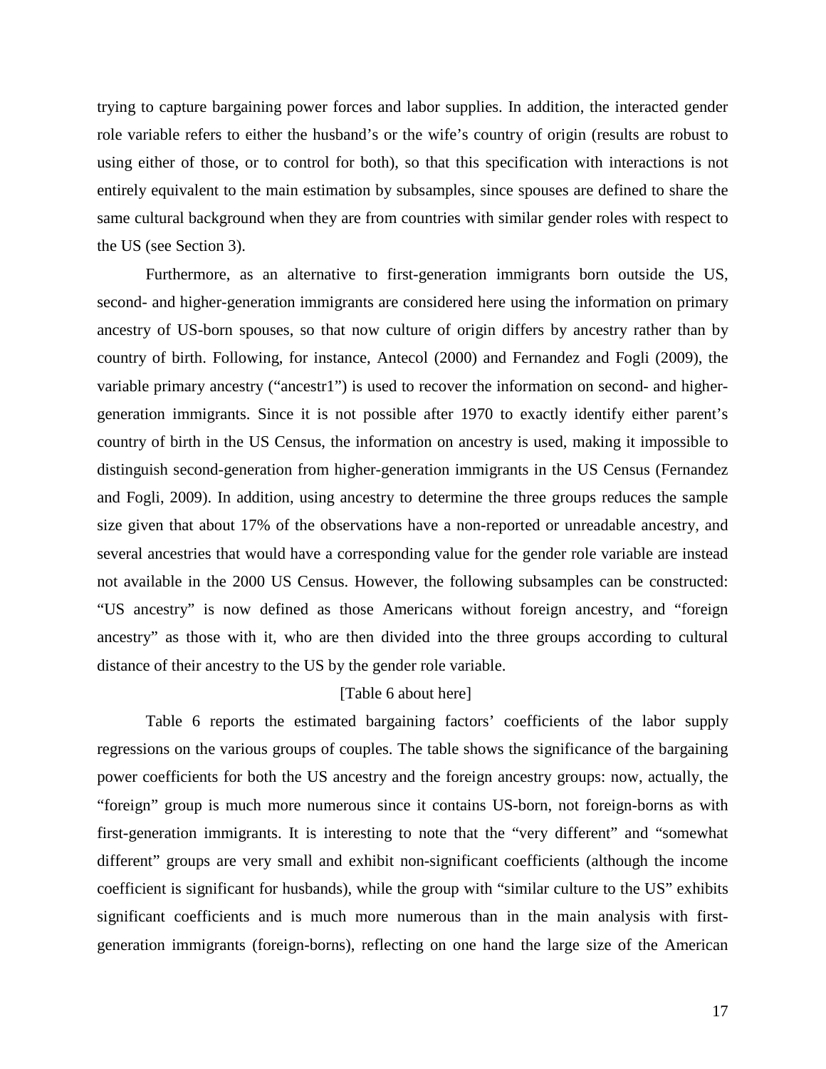trying to capture bargaining power forces and labor supplies. In addition, the interacted gender role variable refers to either the husband's or the wife's country of origin (results are robust to using either of those, or to control for both), so that this specification with interactions is not entirely equivalent to the main estimation by subsamples, since spouses are defined to share the same cultural background when they are from countries with similar gender roles with respect to the US (see Section 3).

Furthermore, as an alternative to first-generation immigrants born outside the US, second- and higher-generation immigrants are considered here using the information on primary ancestry of US-born spouses, so that now culture of origin differs by ancestry rather than by country of birth. Following, for instance, Antecol (2000) and Fernandez and Fogli (2009), the variable primary ancestry ("ancestr1") is used to recover the information on second- and higher-generation immigrants. Since it is not possible after 1970 to exactly identify either parent's country of birth in the US Census, the information on ancestry is used, making it impossible to distinguish second-generation from higher-generation immigrants in the US Census (Fernandez and Fogli, 2009). In addition, using ancestry to determine the three groups reduces the sample size given that about 17% of the observations have a non-reported or unreadable ancestry, and several ancestries that would have a corresponding value for the gender role variable are instead not available in the 2000 US Census. However, the following subsamples can be constructed: "US ancestry" is now defined as those Americans without foreign ancestry, and "foreign ancestry" as those with it, who are then divided into the three groups according to cultural distance of their ancestry to the US by the gender role variable.

[Table 6 about here]

Table 6 reports the estimated bargaining factors' coefficients of the labor supply regressions on the various groups of couples. The table shows the significance of the bargaining power coefficients for both the US ancestry and the foreign ancestry groups: now, actually, the "foreign" group is much more numerous since it contains US-born, not foreign-borns as with first-generation immigrants. It is interesting to note that the "very different" and "somewhat different" groups are very small and exhibit non-significant coefficients (although the income coefficient is significant for husbands), while the group with "similar culture to the US" exhibits significant coefficients and is much more numerous than in the main analysis with first-generation immigrants (foreign-borns), reflecting on one hand the large size of the American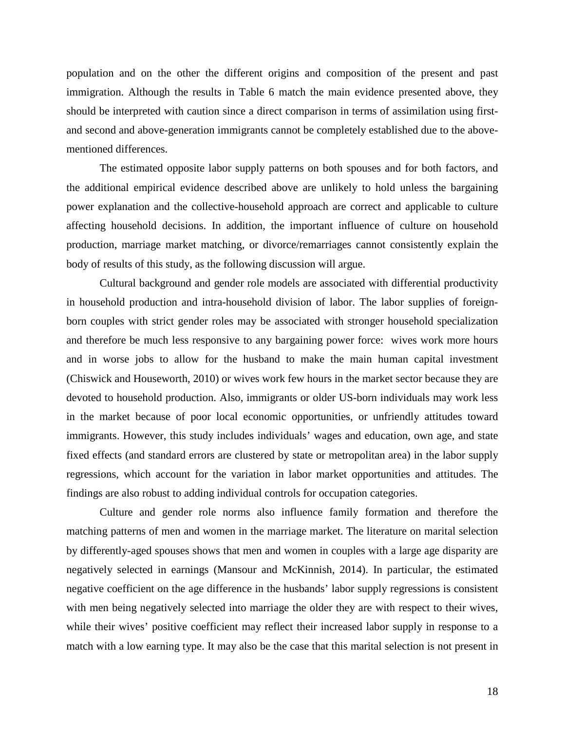population and on the other the different origins and composition of the present and past immigration. Although the results in Table 6 match the main evidence presented above, they should be interpreted with caution since a direct comparison in terms of assimilation using first- and second and above-generation immigrants cannot be completely established due to the above-mentioned differences.

The estimated opposite labor supply patterns on both spouses and for both factors, and the additional empirical evidence described above are unlikely to hold unless the bargaining power explanation and the collective-household approach are correct and applicable to culture affecting household decisions. In addition, the important influence of culture on household production, marriage market matching, or divorce/remarriages cannot consistently explain the body of results of this study, as the following discussion will argue.

Cultural background and gender role models are associated with differential productivity in household production and intra-household division of labor. The labor supplies of foreign-born couples with strict gender roles may be associated with stronger household specialization and therefore be much less responsive to any bargaining power force: wives work more hours and in worse jobs to allow for the husband to make the main human capital investment (Chiswick and Houseworth, 2010) or wives work few hours in the market sector because they are devoted to household production. Also, immigrants or older US-born individuals may work less in the market because of poor local economic opportunities, or unfriendly attitudes toward immigrants. However, this study includes individuals' wages and education, own age, and state fixed effects (and standard errors are clustered by state or metropolitan area) in the labor supply regressions, which account for the variation in labor market opportunities and attitudes. The findings are also robust to adding individual controls for occupation categories.

Culture and gender role norms also influence family formation and therefore the matching patterns of men and women in the marriage market. The literature on marital selection by differently-aged spouses shows that men and women in couples with a large age disparity are negatively selected in earnings (Mansour and McKinnish, 2014). In particular, the estimated negative coefficient on the age difference in the husbands' labor supply regressions is consistent with men being negatively selected into marriage the older they are with respect to their wives, while their wives' positive coefficient may reflect their increased labor supply in response to a match with a low earning type. It may also be the case that this marital selection is not present in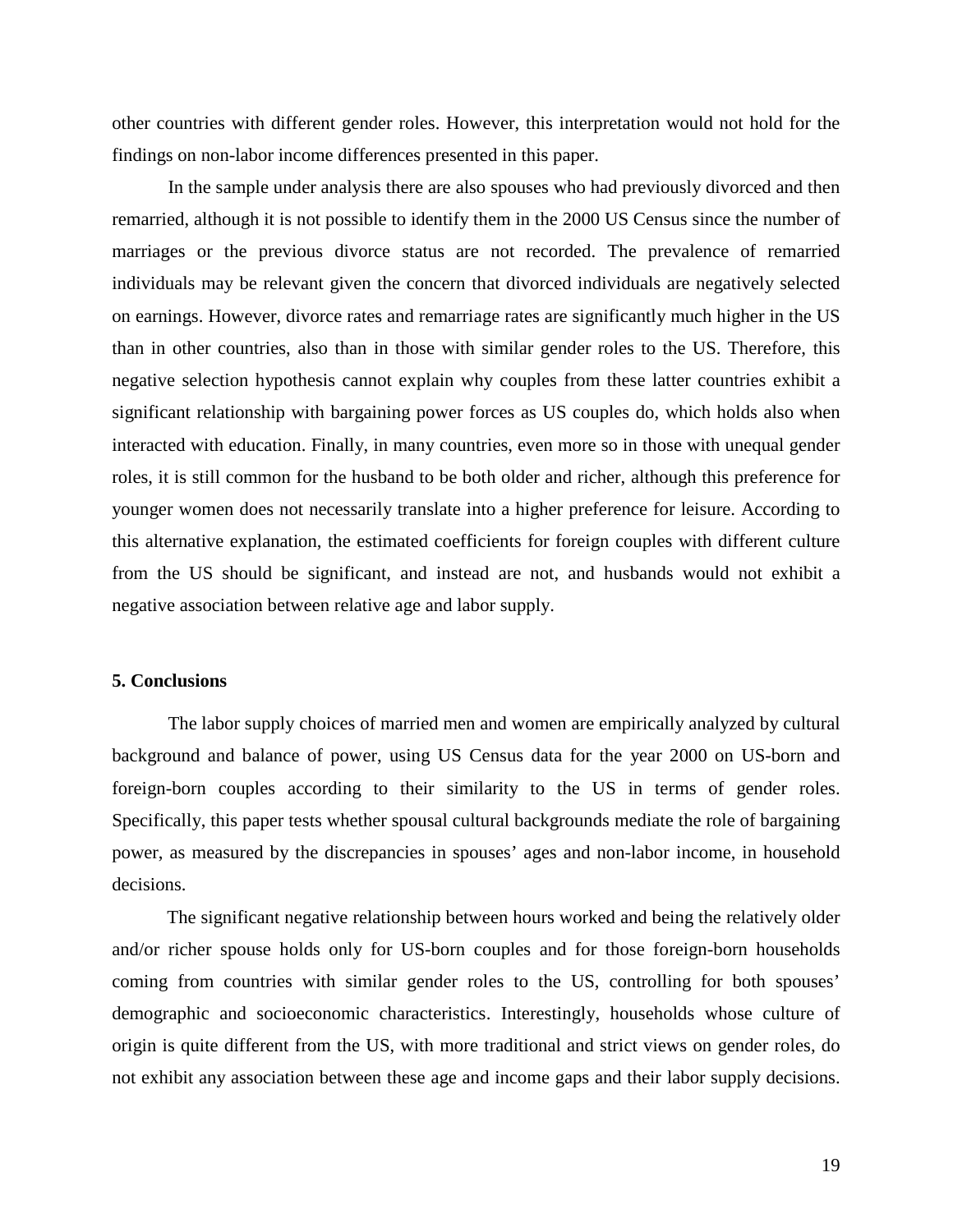other countries with different gender roles. However, this interpretation would not hold for the findings on non-labor income differences presented in this paper.

In the sample under analysis there are also spouses who had previously divorced and then remarried, although it is not possible to identify them in the 2000 US Census since the number of marriages or the previous divorce status are not recorded. The prevalence of remarried individuals may be relevant given the concern that divorced individuals are negatively selected on earnings. However, divorce rates and remarriage rates are significantly much higher in the US than in other countries, also than in those with similar gender roles to the US. Therefore, this negative selection hypothesis cannot explain why couples from these latter countries exhibit a significant relationship with bargaining power forces as US couples do, which holds also when interacted with education. Finally, in many countries, even more so in those with unequal gender roles, it is still common for the husband to be both older and richer, although this preference for younger women does not necessarily translate into a higher preference for leisure. According to this alternative explanation, the estimated coefficients for foreign couples with different culture from the US should be significant, and instead are not, and husbands would not exhibit a negative association between relative age and labor supply.

## 5. Conclusions

The labor supply choices of married men and women are empirically analyzed by cultural background and balance of power, using US Census data for the year 2000 on US-born and foreign-born couples according to their similarity to the US in terms of gender roles. Specifically, this paper tests whether spousal cultural backgrounds mediate the role of bargaining power, as measured by the discrepancies in spouses' ages and non-labor income, in household decisions.

The significant negative relationship between hours worked and being the relatively older and/or richer spouse holds only for US-born couples and for those foreign-born households coming from countries with similar gender roles to the US, controlling for both spouses' demographic and socioeconomic characteristics. Interestingly, households whose culture of origin is quite different from the US, with more traditional and strict views on gender roles, do not exhibit any association between these age and income gaps and their labor supply decisions.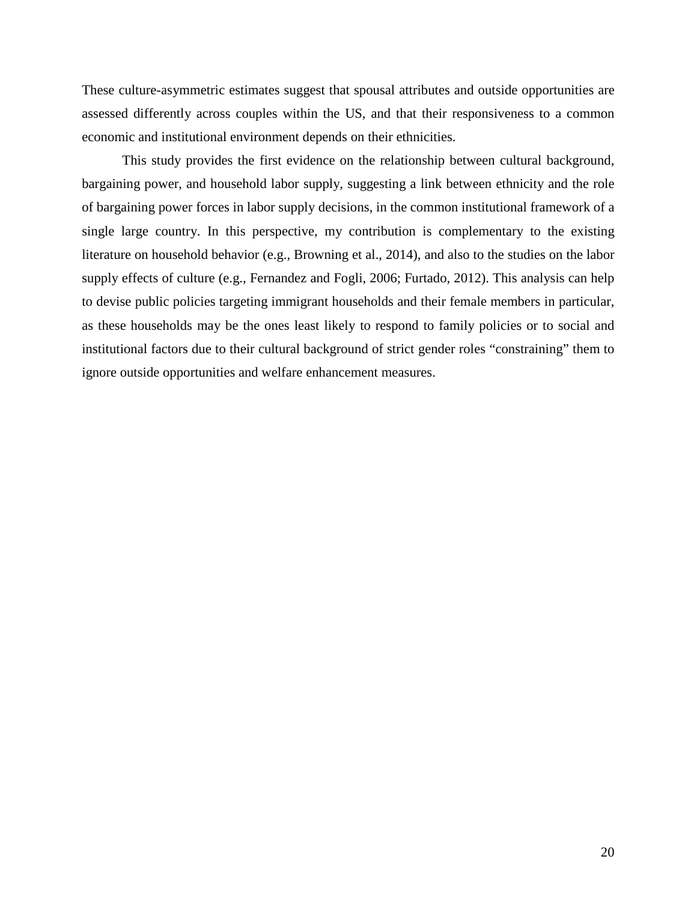These culture-asymmetric estimates suggest that spousal attributes and outside opportunities are assessed differently across couples within the US, and that their responsiveness to a common economic and institutional environment depends on their ethnicities.

This study provides the first evidence on the relationship between cultural background, bargaining power, and household labor supply, suggesting a link between ethnicity and the role of bargaining power forces in labor supply decisions, in the common institutional framework of a single large country. In this perspective, my contribution is complementary to the existing literature on household behavior (e.g., Browning et al., 2014), and also to the studies on the labor supply effects of culture (e.g., Fernandez and Fogli, 2006; Furtado, 2012). This analysis can help to devise public policies targeting immigrant households and their female members in particular, as these households may be the ones least likely to respond to family policies or to social and institutional factors due to their cultural background of strict gender roles "constraining" them to ignore outside opportunities and welfare enhancement measures.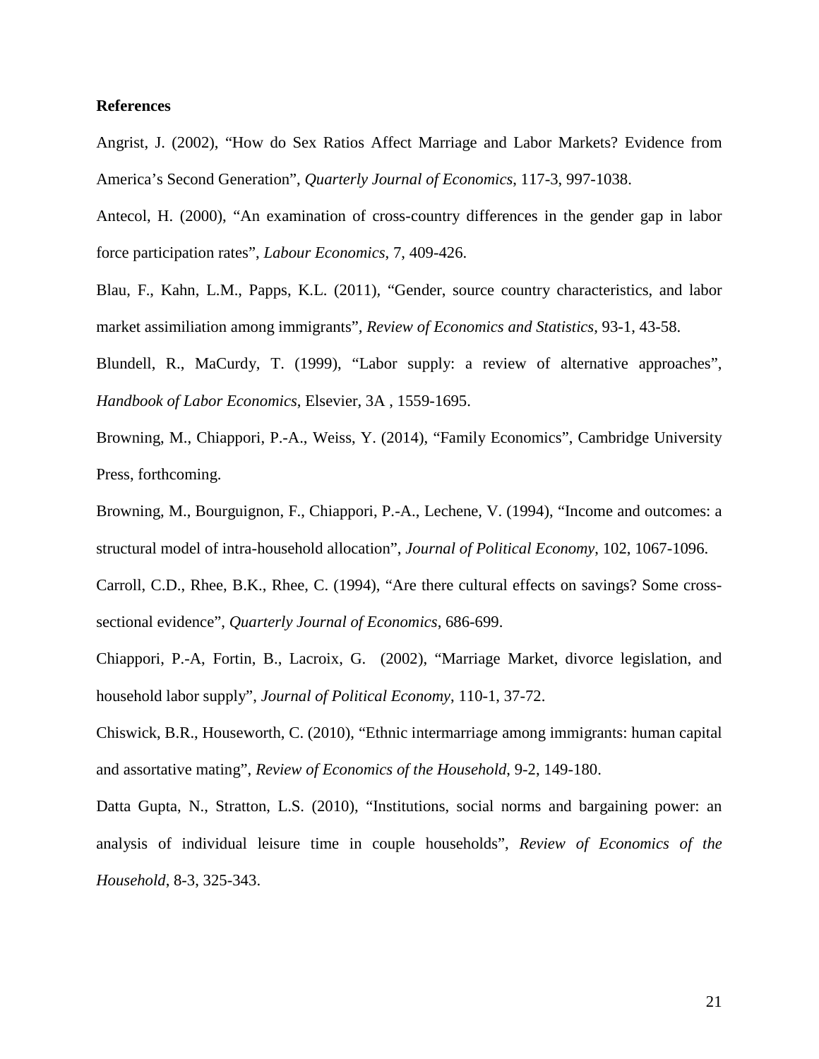**References**

Angrist, J. (2002), "How do Sex Ratios Affect Marriage and Labor Markets? Evidence from America's Second Generation", *Quarterly Journal of Economics*, 117-3, 997-1038.

Antecol, H. (2000), "An examination of cross-country differences in the gender gap in labor force participation rates", *Labour Economics*, 7, 409-426.

Blau, F., Kahn, L.M., Papps, K.L. (2011), "Gender, source country characteristics, and labor market assimiliation among immigrants", *Review of Economics and Statistics*, 93-1, 43-58.

Blundell, R., MaCurdy, T. (1999), "Labor supply: a review of alternative approaches", *Handbook of Labor Economics*, Elsevier, 3A , 1559-1695.

Browning, M., Chiappori, P.-A., Weiss, Y. (2014), "Family Economics", Cambridge University Press, forthcoming.

Browning, M., Bourguignon, F., Chiappori, P.-A., Lechene, V. (1994), "Income and outcomes: a structural model of intra-household allocation", *Journal of Political Economy*, 102, 1067-1096.

Carroll, C.D., Rhee, B.K., Rhee, C. (1994), "Are there cultural effects on savings? Some cross-sectional evidence", *Quarterly Journal of Economics*, 686-699.

Chiappori, P.-A, Fortin, B., Lacroix, G. (2002), "Marriage Market, divorce legislation, and household labor supply", *Journal of Political Economy*, 110-1, 37-72.

Chiswick, B.R., Houseworth, C. (2010), "Ethnic intermarriage among immigrants: human capital and assortative mating", *Review of Economics of the Household*, 9-2, 149-180.

Datta Gupta, N., Stratton, L.S. (2010), "Institutions, social norms and bargaining power: an analysis of individual leisure time in couple households", *Review of Economics of the Household*, 8-3, 325-343.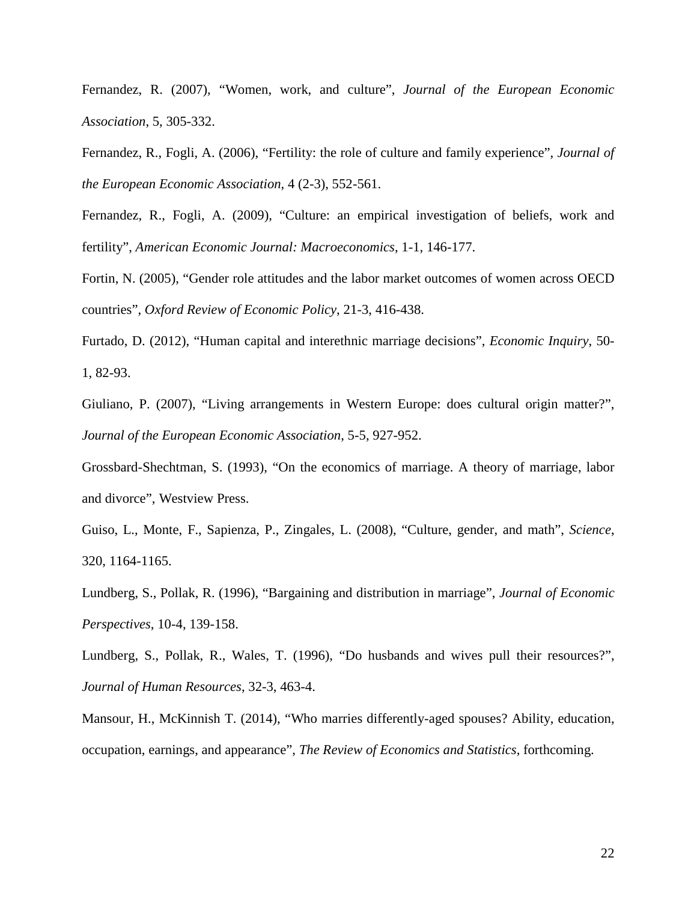Fernandez, R. (2007), “Women, work, and culture”, *Journal of the European Economic Association*, 5, 305-332.

Fernandez, R., Fogli, A. (2006), “Fertility: the role of culture and family experience”, *Journal of the European Economic Association*, 4 (2-3), 552-561.

Fernandez, R., Fogli, A. (2009), “Culture: an empirical investigation of beliefs, work and fertility”, *American Economic Journal: Macroeconomics*, 1-1, 146-177.

Fortin, N. (2005), “Gender role attitudes and the labor market outcomes of women across OECD countries”, *Oxford Review of Economic Policy*, 21-3, 416-438.

Furtado, D. (2012), “Human capital and interethnic marriage decisions”, *Economic Inquiry*, 50-1, 82-93.

Giuliano, P. (2007), “Living arrangements in Western Europe: does cultural origin matter?”, *Journal of the European Economic Association*, 5-5, 927-952.

Grossbard-Shechtman, S. (1993), “On the economics of marriage. A theory of marriage, labor and divorce”, Westview Press.

Guiso, L., Monte, F., Sapienza, P., Zingales, L. (2008), “Culture, gender, and math”, *Science*, 320, 1164-1165.

Lundberg, S., Pollak, R. (1996), “Bargaining and distribution in marriage”, *Journal of Economic Perspectives*, 10-4, 139-158.

Lundberg, S., Pollak, R., Wales, T. (1996), “Do husbands and wives pull their resources?”, *Journal of Human Resources*, 32-3, 463-4.

Mansour, H., McKinnish T. (2014), “Who marries differently-aged spouses? Ability, education, occupation, earnings, and appearance”, *The Review of Economics and Statistics*, forthcoming.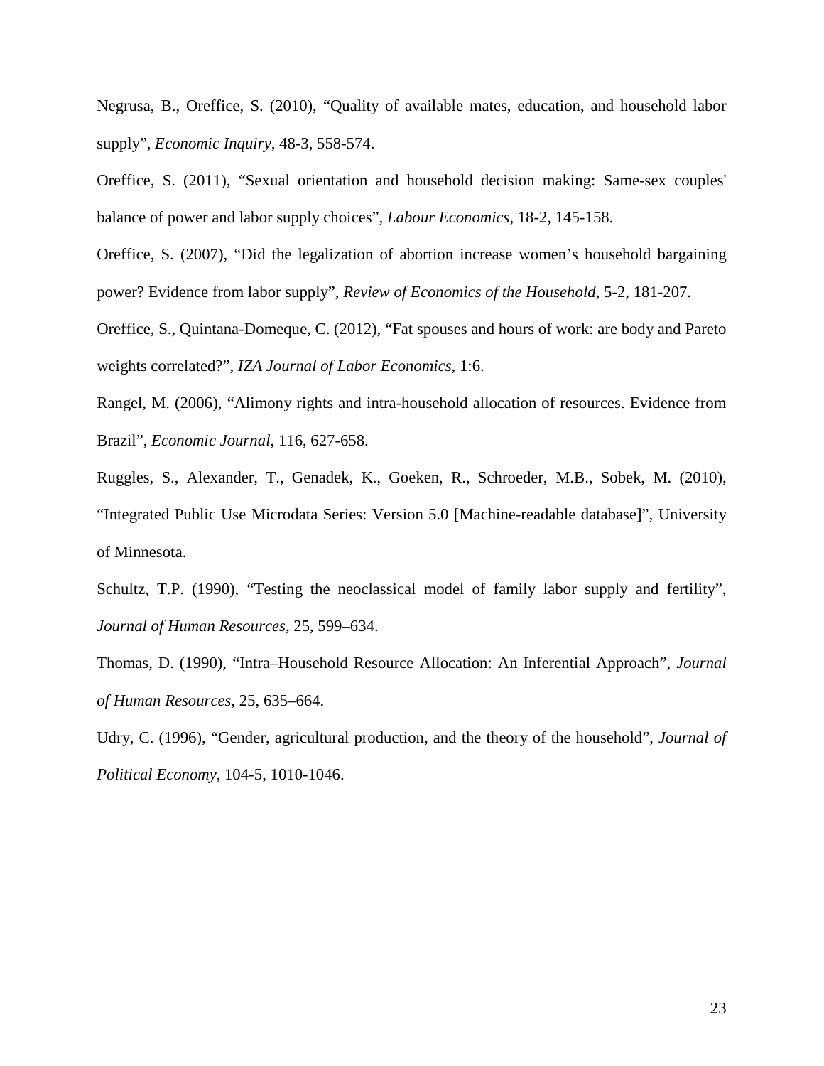Negrusa, B., Oreffice, S. (2010), “Quality of available mates, education, and household labor supply”, *Economic Inquiry*, 48-3, 558-574.

Oreffice, S. (2011), “Sexual orientation and household decision making: Same-sex couples' balance of power and labor supply choices”, *Labour Economics*, 18-2, 145-158.

Oreffice, S. (2007), “Did the legalization of abortion increase women’s household bargaining power? Evidence from labor supply”, *Review of Economics of the Household*, 5-2, 181-207.

Oreffice, S., Quintana-Domeque, C. (2012), “Fat spouses and hours of work: are body and Pareto weights correlated?”, *IZA Journal of Labor Economics*, 1:6.

Rangel, M. (2006), “Alimony rights and intra-household allocation of resources. Evidence from Brazil”, *Economic Journal*, 116, 627-658.

Ruggles, S., Alexander, T., Genadek, K., Goeken, R., Schroeder, M.B., Sobek, M. (2010), “Integrated Public Use Microdata Series: Version 5.0 [Machine-readable database]”, University of Minnesota.

Schultz, T.P. (1990), “Testing the neoclassical model of family labor supply and fertility”, *Journal of Human Resources*, 25, 599–634.

Thomas, D. (1990), “Intra–Household Resource Allocation: An Inferential Approach”, *Journal of Human Resources*, 25, 635–664.

Udry, C. (1996), “Gender, agricultural production, and the theory of the household”, *Journal of Political Economy*, 104-5, 1010-1046.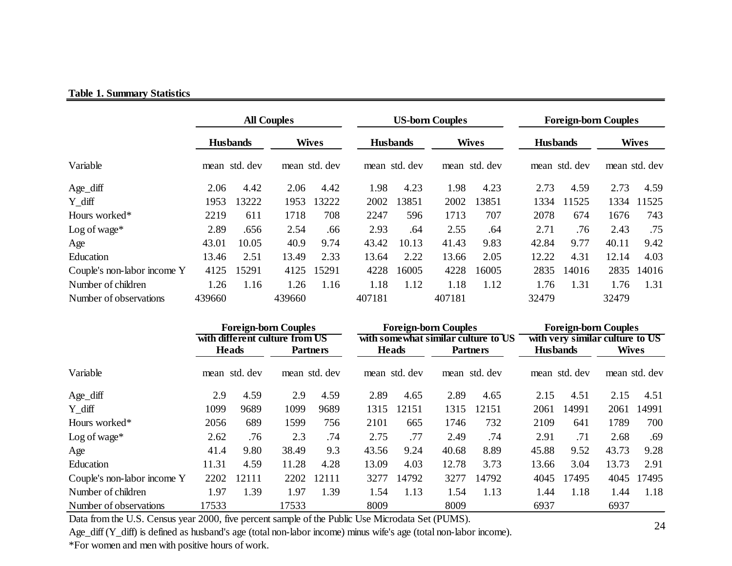**Table 1. Summary Statistics**

| | All Couples | | | | US-born Couples | | | | Foreign-born Couples | | | |
|---|---|---|---|---|---|---|---|---|---|---|---|---|
| | Husbands | | Wives | | Husbands | | Wives | | Husbands | | Wives | |
| Variable | mean | std. dev | mean | std. dev | mean | std. dev | mean | std. dev | mean | std. dev | mean | std. dev |
| Age_diff | 2.06 | 4.42 | 2.06 | 4.42 | 1.98 | 4.23 | 1.98 | 4.23 | 2.73 | 4.59 | 2.73 | 4.59 |
| Y_diff | 1953 | 13222 | 1953 | 13222 | 2002 | 13851 | 2002 | 13851 | 1334 | 11525 | 1334 | 11525 |
| Hours worked* | 2219 | 611 | 1718 | 708 | 2247 | 596 | 1713 | 707 | 2078 | 674 | 1676 | 743 |
| Log of wage* | 2.89 | .656 | 2.54 | .66 | 2.93 | .64 | 2.55 | .64 | 2.71 | .76 | 2.43 | .75 |
| Age | 43.01 | 10.05 | 40.9 | 9.74 | 43.42 | 10.13 | 41.43 | 9.83 | 42.84 | 9.77 | 40.11 | 9.42 |
| Education | 13.46 | 2.51 | 13.49 | 2.33 | 13.64 | 2.22 | 13.66 | 2.05 | 12.22 | 4.31 | 12.14 | 4.03 |
| Couple's non-labor income Y | 4125 | 15291 | 4125 | 15291 | 4228 | 16005 | 4228 | 16005 | 2835 | 14016 | 2835 | 14016 |
| Number of children | 1.26 | 1.16 | 1.26 | 1.16 | 1.18 | 1.12 | 1.18 | 1.12 | 1.76 | 1.31 | 1.76 | 1.31 |
| Number of observations | 439660 | | 439660 | | 407181 | | 407181 | | 32479 | | 32479 | |

| | Foreign-born Couples with different culture from US | | | | Foreign-born Couples with somewhat similar culture to US | | | | Foreign-born Couples with very similar culture to US | | | |
|---|---|---|---|---|---|---|---|---|---|---|---|---|
| | Heads | | Partners | | Heads | | Partners | | Husbands | | Wives | |
| Variable | mean | std. dev | mean | std. dev | mean | std. dev | mean | std. dev | mean | std. dev | mean | std. dev |
| Age_diff | 2.9 | 4.59 | 2.9 | 4.59 | 2.89 | 4.65 | 2.89 | 4.65 | 2.15 | 4.51 | 2.15 | 4.51 |
| Y_diff | 1099 | 9689 | 1099 | 9689 | 1315 | 12151 | 1315 | 12151 | 2061 | 14991 | 2061 | 14991 |
| Hours worked* | 2056 | 689 | 1599 | 756 | 2101 | 665 | 1746 | 732 | 2109 | 641 | 1789 | 700 |
| Log of wage* | 2.62 | .76 | 2.3 | .74 | 2.75 | .77 | 2.49 | .74 | 2.91 | .71 | 2.68 | .69 |
| Age | 41.4 | 9.80 | 38.49 | 9.3 | 43.56 | 9.24 | 40.68 | 8.89 | 45.88 | 9.52 | 43.73 | 9.28 |
| Education | 11.31 | 4.59 | 11.28 | 4.28 | 13.09 | 4.03 | 12.78 | 3.73 | 13.66 | 3.04 | 13.73 | 2.91 |
| Couple's non-labor income Y | 2202 | 12111 | 2202 | 12111 | 3277 | 14792 | 3277 | 14792 | 4045 | 17495 | 4045 | 17495 |
| Number of children | 1.97 | 1.39 | 1.97 | 1.39 | 1.54 | 1.13 | 1.54 | 1.13 | 1.44 | 1.18 | 1.44 | 1.18 |
| Number of observations | 17533 | | 17533 | | 8009 | | 8009 | | 6937 | | 6937 | |

Data from the U.S. Census year 2000, five percent sample of the Public Use Microdata Set (PUMS).

Age_diff (Y_diff) is defined as husband's age (total non-labor income) minus wife's age (total non-labor income).

*For women and men with positive hours of work.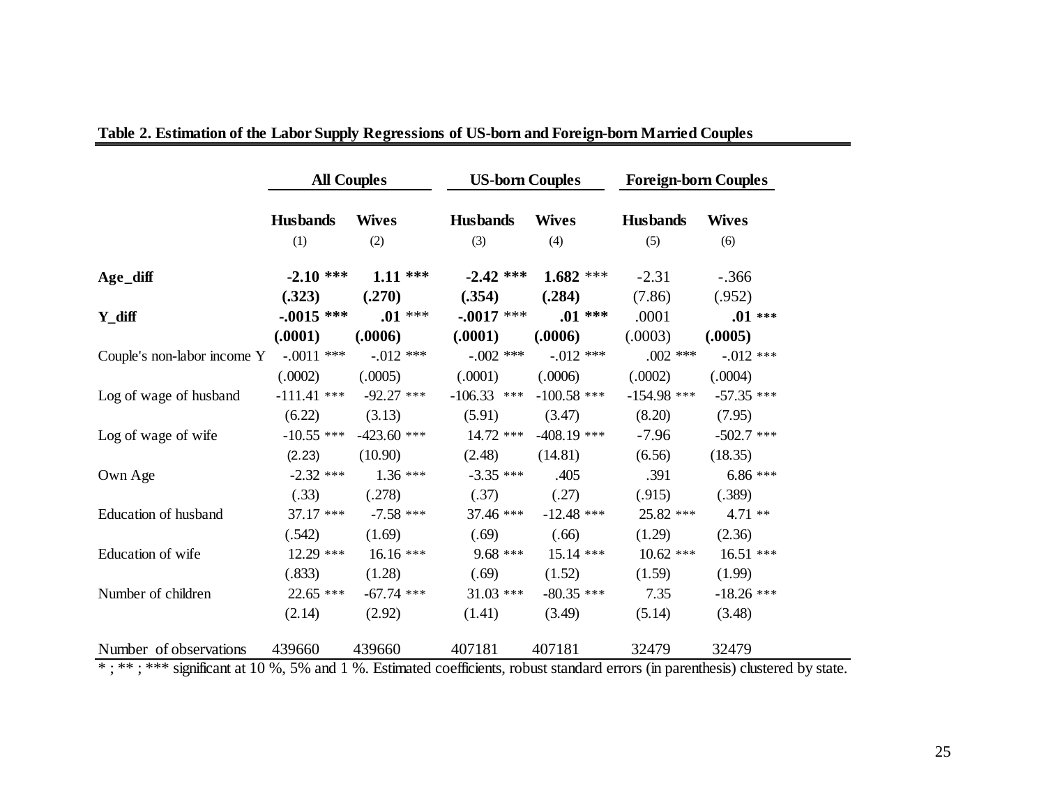**Table 2. Estimation of the Labor Supply Regressions of US-born and Foreign-born Married Couples**

| | All Couples | | US-born Couples | | Foreign-born Couples | |
|---|---|---|---|---|---|---|
| | **Husbands** | **Wives** | **Husbands** | **Wives** | **Husbands** | **Wives** |
| | (1) | (2) | (3) | (4) | (5) | (6) |
| **Age_diff** | **-2.10 *** ** | **1.11 *** ** | **-2.42 *** ** | **1.682** *** | -2.31 | -.366 |
| | **(.323)** | **(.270)** | **(.354)** | **(.284)** | (7.86) | (.952) |
| **Y_diff** | **-.0015 *** ** | **.01** *** | **-.0017** *** | **.01 *** ** | .0001 | **.01 *** ** |
| | **(.0001)** | **(.0006)** | **(.0001)** | **(.0006)** | (.0003) | **(.0005)** |
| Couple's non-labor income Y | -.0011 *** | -.012 *** | -.002 *** | -.012 *** | .002 *** | -.012 *** |
| | (.0002) | (.0005) | (.0001) | (.0006) | (.0002) | (.0004) |
| Log of wage of husband | -111.41 *** | -92.27 *** | -106.33 *** | -100.58 *** | -154.98 *** | -57.35 *** |
| | (6.22) | (3.13) | (5.91) | (3.47) | (8.20) | (7.95) |
| Log of wage of wife | -10.55 *** | -423.60 *** | 14.72 *** | -408.19 *** | -7.96 | -502.7 *** |
| | (2.23) | (10.90) | (2.48) | (14.81) | (6.56) | (18.35) |
| Own Age | -2.32 *** | 1.36 *** | -3.35 *** | .405 | .391 | 6.86 *** |
| | (.33) | (.278) | (.37) | (.27) | (.915) | (.389) |
| Education of husband | 37.17 *** | -7.58 *** | 37.46 *** | -12.48 *** | 25.82 *** | 4.71 ** |
| | (.542) | (1.69) | (.69) | (.66) | (1.29) | (2.36) |
| Education of wife | 12.29 *** | 16.16 *** | 9.68 *** | 15.14 *** | 10.62 *** | 16.51 *** |
| | (.833) | (1.28) | (.69) | (1.52) | (1.59) | (1.99) |
| Number of children | 22.65 *** | -67.74 *** | 31.03 *** | -80.35 *** | 7.35 | -18.26 *** |
| | (2.14) | (2.92) | (1.41) | (3.49) | (5.14) | (3.48) |
| Number of observations | 439660 | 439660 | 407181 | 407181 | 32479 | 32479 |

* ; ** ; *** significant at 10 %, 5% and 1 %. Estimated coefficients, robust standard errors (in parenthesis) clustered by state.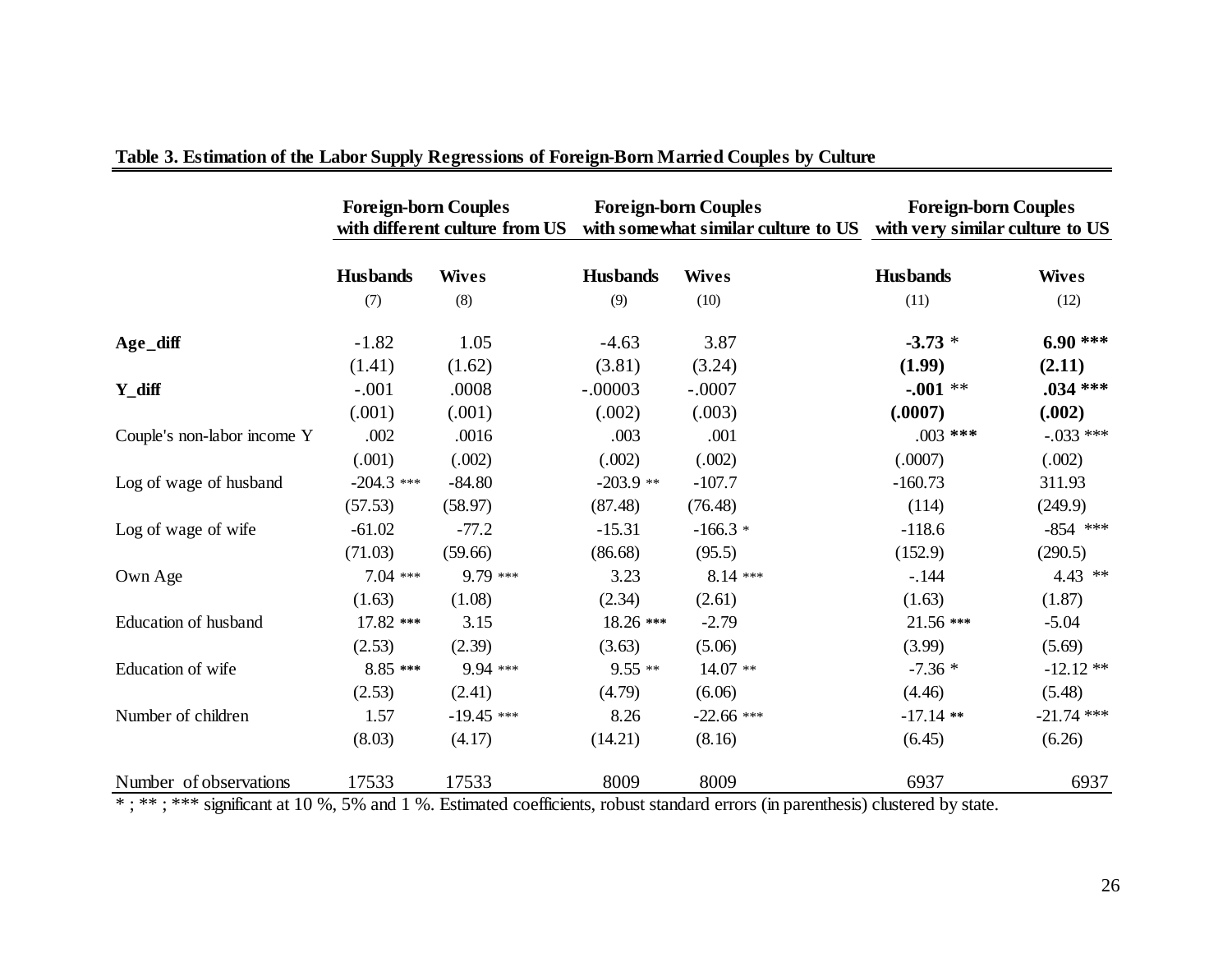**Table 3. Estimation of the Labor Supply Regressions of Foreign-Born Married Couples by Culture**

| | Foreign-born Couples with different culture from US | | Foreign-born Couples with somewhat similar culture to US | | Foreign-born Couples with very similar culture to US | |
|---|---|---|---|---|---|---|
| | **Husbands** | **Wives** | **Husbands** | **Wives** | **Husbands** | **Wives** |
| | (7) | (8) | (9) | (10) | (11) | (12) |
| **Age_diff** | -1.82 | 1.05 | -4.63 | 3.87 | **-3.73** * | **6.90 \*\*\*** |
| | (1.41) | (1.62) | (3.81) | (3.24) | **(1.99)** | **(2.11)** |
| **Y_diff** | -.001 | .0008 | -.00003 | -.0007 | **-.001** ** | **.034 \*\*\*** |
| | (.001) | (.001) | (.002) | (.003) | **(.0007)** | **(.002)** |
| Couple's non-labor income Y | .002 | .0016 | .003 | .001 | .003 *** | -.033 *** |
| | (.001) | (.002) | (.002) | (.002) | (.0007) | (.002) |
| Log of wage of husband | -204.3 *** | -84.80 | -203.9 ** | -107.7 | -160.73 | 311.93 |
| | (57.53) | (58.97) | (87.48) | (76.48) | (114) | (249.9) |
| Log of wage of wife | -61.02 | -77.2 | -15.31 | -166.3 * | -118.6 | -854 *** |
| | (71.03) | (59.66) | (86.68) | (95.5) | (152.9) | (290.5) |
| Own Age | 7.04 *** | 9.79 *** | 3.23 | 8.14 *** | -.144 | 4.43 ** |
| | (1.63) | (1.08) | (2.34) | (2.61) | (1.63) | (1.87) |
| Education of husband | 17.82 *** | 3.15 | 18.26 *** | -2.79 | 21.56 *** | -5.04 |
| | (2.53) | (2.39) | (3.63) | (5.06) | (3.99) | (5.69) |
| Education of wife | 8.85 *** | 9.94 *** | 9.55 ** | 14.07 ** | -7.36 * | -12.12 ** |
| | (2.53) | (2.41) | (4.79) | (6.06) | (4.46) | (5.48) |
| Number of children | 1.57 | -19.45 *** | 8.26 | -22.66 *** | -17.14 ** | -21.74 *** |
| | (8.03) | (4.17) | (14.21) | (8.16) | (6.45) | (6.26) |
| Number of observations | 17533 | 17533 | 8009 | 8009 | 6937 | 6937 |

* ; ** ; *** significant at 10 %, 5% and 1 %. Estimated coefficients, robust standard errors (in parenthesis) clustered by state.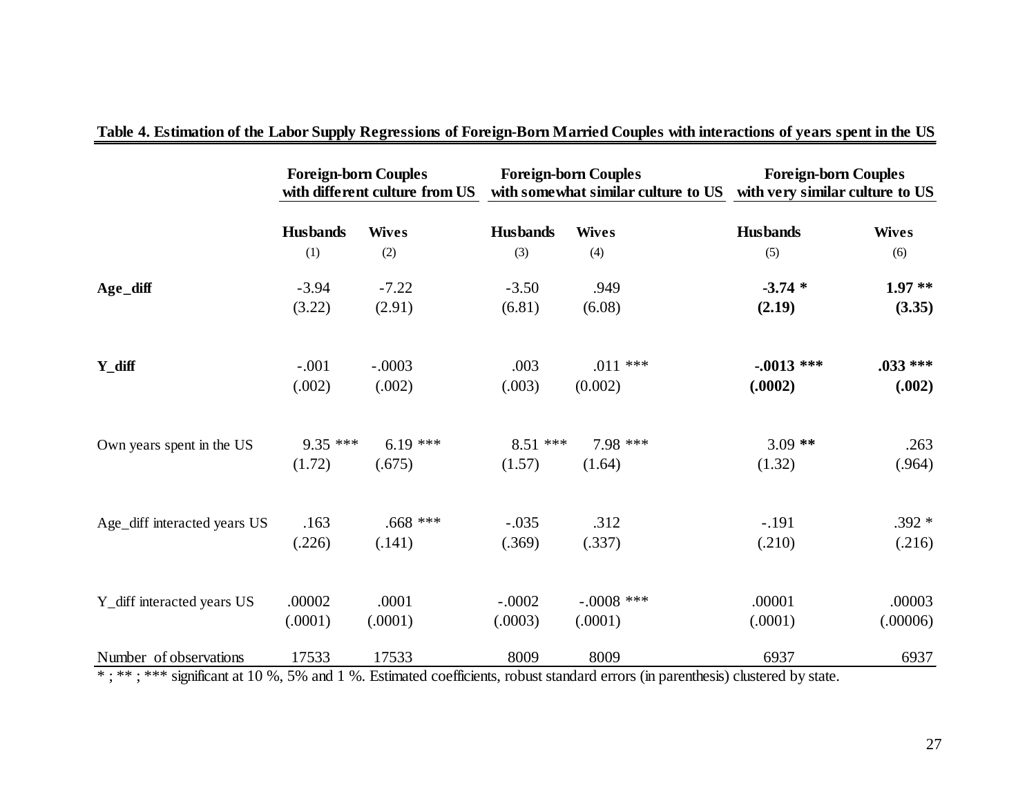**Table 4. Estimation of the Labor Supply Regressions of Foreign-Born Married Couples with interactions of years spent in the US**

| | Foreign-born Couples with different culture from US | | Foreign-born Couples with somewhat similar culture to US | | Foreign-born Couples with very similar culture to US | |
|---|---|---|---|---|---|---|
| | **Husbands** | **Wives** | **Husbands** | **Wives** | **Husbands** | **Wives** |
| | (1) | (2) | (3) | (4) | (5) | (6) |
| **Age_diff** | -3.94 | -7.22 | -3.50 | .949 | **-3.74 \*** | **1.97 \*\*** |
| | (3.22) | (2.91) | (6.81) | (6.08) | **(2.19)** | **(3.35)** |
| **Y_diff** | -.001 | -.0003 | .003 | .011 *** | **-.0013 \*\*\*** | **.033 \*\*\*** |
| | (.002) | (.002) | (.003) | (0.002) | **(.0002)** | **(.002)** |
| Own years spent in the US | 9.35 *** | 6.19 *** | 8.51 *** | 7.98 *** | 3.09 ** | .263 |
| | (1.72) | (.675) | (1.57) | (1.64) | (1.32) | (.964) |
| Age_diff interacted years US | .163 | .668 *** | -.035 | .312 | -.191 | .392 * |
| | (.226) | (.141) | (.369) | (.337) | (.210) | (.216) |
| Y_diff interacted years US | .00002 | .0001 | -.0002 | -.0008 *** | .00001 | .00003 |
| | (.0001) | (.0001) | (.0003) | (.0001) | (.0001) | (.00006) |
| Number of observations | 17533 | 17533 | 8009 | 8009 | 6937 | 6937 |

* ; ** ; *** significant at 10 %, 5% and 1 %. Estimated coefficients, robust standard errors (in parenthesis) clustered by state.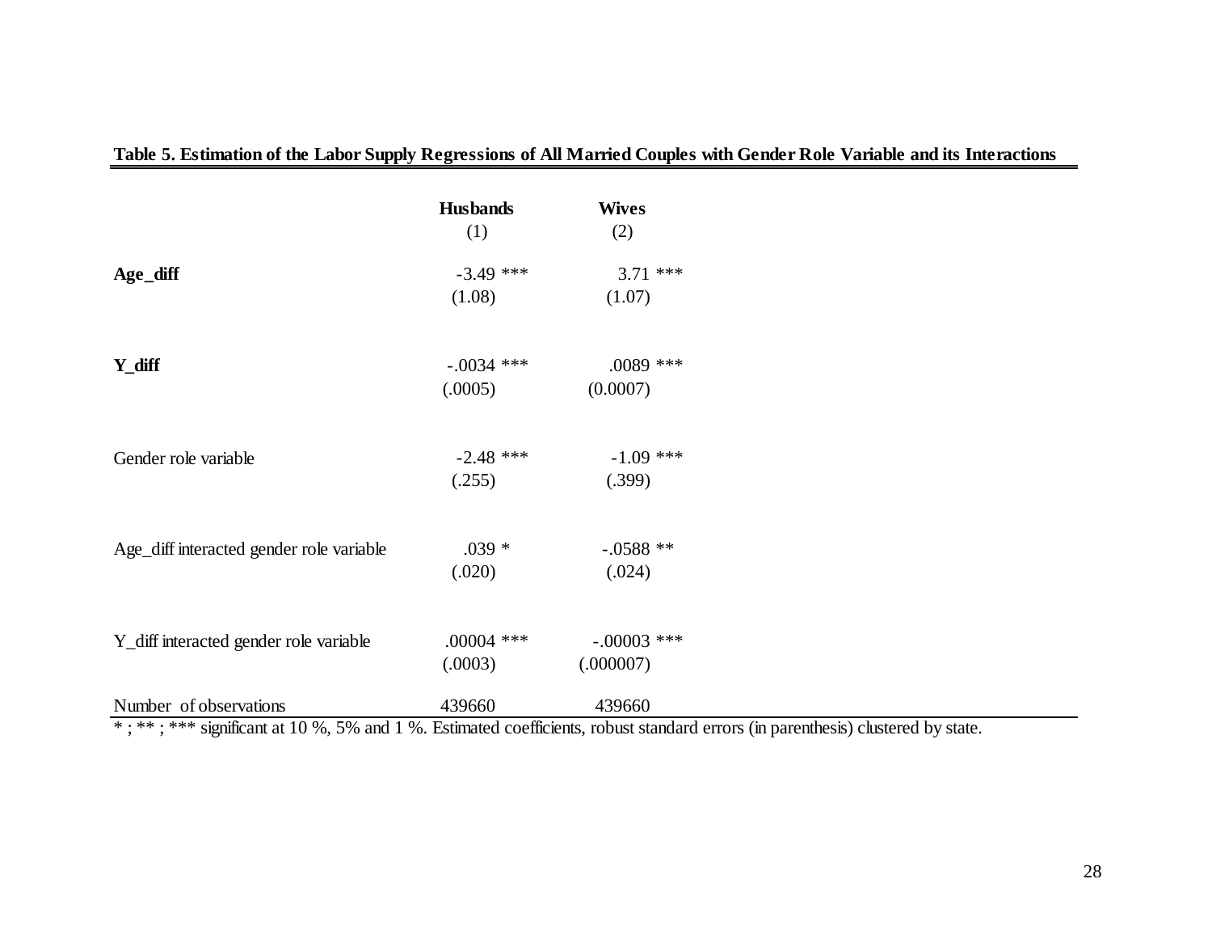**Table 5. Estimation of the Labor Supply Regressions of All Married Couples with Gender Role Variable and its Interactions**

| | **Husbands** (1) | **Wives** (2) |
|---|---|---|
| **Age_diff** | -3.49 *** | 3.71 *** |
| | (1.08) | (1.07) |
| **Y_diff** | -.0034 *** | .0089 *** |
| | (.0005) | (0.0007) |
| Gender role variable | -2.48 *** | -1.09 *** |
| | (.255) | (.399) |
| Age_diff interacted gender role variable | .039 * | -.0588 ** |
| | (.020) | (.024) |
| Y_diff interacted gender role variable | .00004 *** | -.00003 *** |
| | (.0003) | (.000007) |
| Number of observations | 439660 | 439660 |

* ; ** ; *** significant at 10 %, 5% and 1 %. Estimated coefficients, robust standard errors (in parenthesis) clustered by state.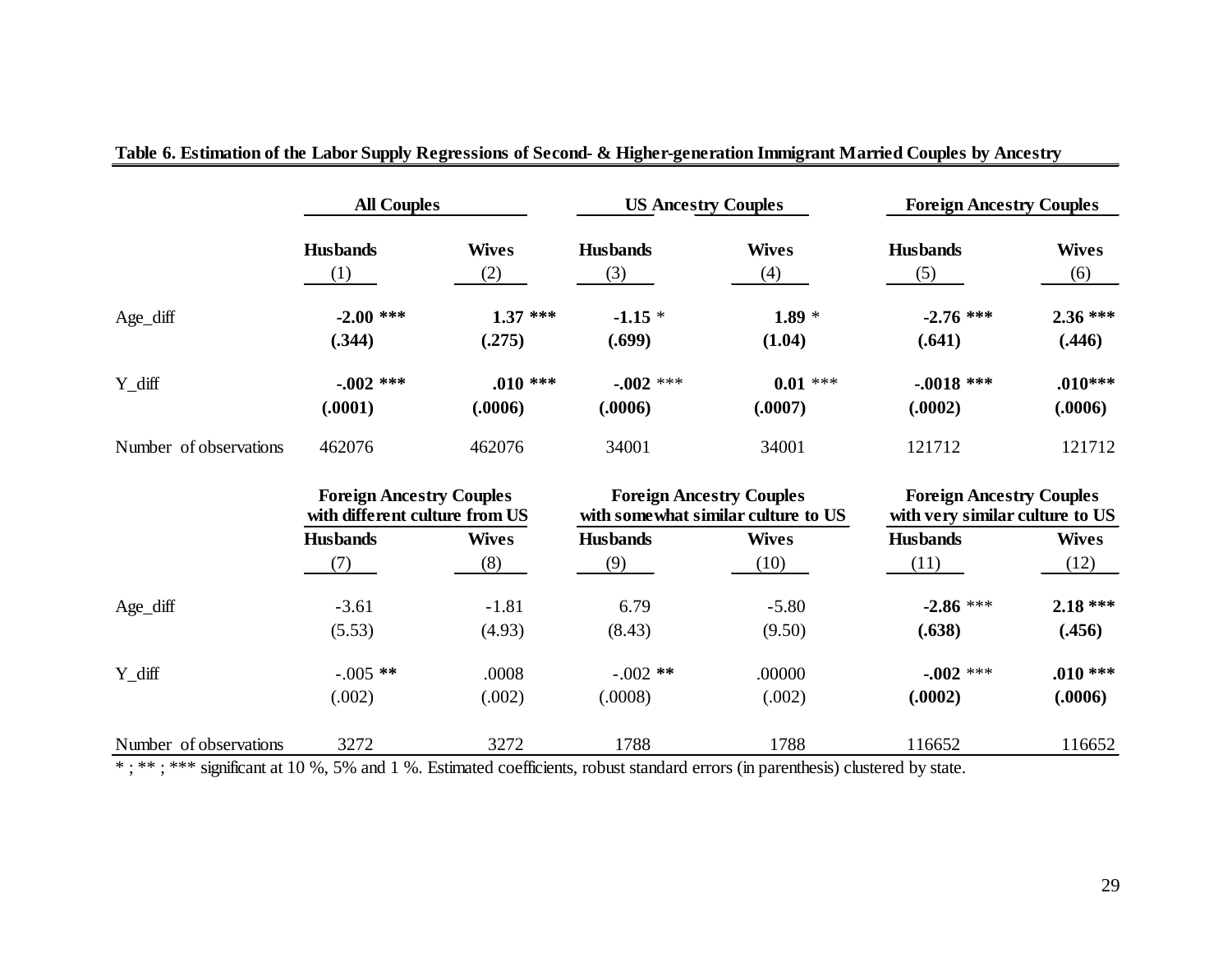**Table 6. Estimation of the Labor Supply Regressions of Second- & Higher-generation Immigrant Married Couples by Ancestry**

| | All Couples | | US Ancestry Couples | | Foreign Ancestry Couples | |
|---|---|---|---|---|---|---|
| | Husbands | Wives | Husbands | Wives | Husbands | Wives |
| | (1) | (2) | (3) | (4) | (5) | (6) |
| Age_diff | **-2.00 \*\*\*** | **1.37 \*\*\*** | **-1.15** * | **1.89** * | **-2.76 \*\*\*** | **2.36 \*\*\*** |
| | **(.344)** | **(.275)** | **(.699)** | **(1.04)** | **(.641)** | **(.446)** |
| Y_diff | **-.002 \*\*\*** | **.010 \*\*\*** | **-.002** \*\*\* | **0.01** \*\*\* | **-.0018 \*\*\*** | **.010\*\*\*** |
| | **(.0001)** | **(.0006)** | **(.0006)** | **(.0007)** | **(.0002)** | **(.0006)** |
| Number of observations | 462076 | 462076 | 34001 | 34001 | 121712 | 121712 |
| | **Foreign Ancestry Couples with different culture from US** | | **Foreign Ancestry Couples with somewhat similar culture to US** | | **Foreign Ancestry Couples with very similar culture to US** | |
| | Husbands | Wives | Husbands | Wives | Husbands | Wives |
| | (7) | (8) | (9) | (10) | (11) | (12) |
| Age_diff | -3.61 | -1.81 | 6.79 | -5.80 | **-2.86** \*\*\* | **2.18 \*\*\*** |
| | (5.53) | (4.93) | (8.43) | (9.50) | **(.638)** | **(.456)** |
| Y_diff | -.005 **\*\*** | .0008 | -.002 **\*\*** | .00000 | **-.002** \*\*\* | **.010 \*\*\*** |
| | (.002) | (.002) | (.0008) | (.002) | **(.0002)** | **(.0006)** |
| Number of observations | 3272 | 3272 | 1788 | 1788 | 116652 | 116652 |

* ; ** ; *** significant at 10 %, 5% and 1 %. Estimated coefficients, robust standard errors (in parenthesis) clustered by state.